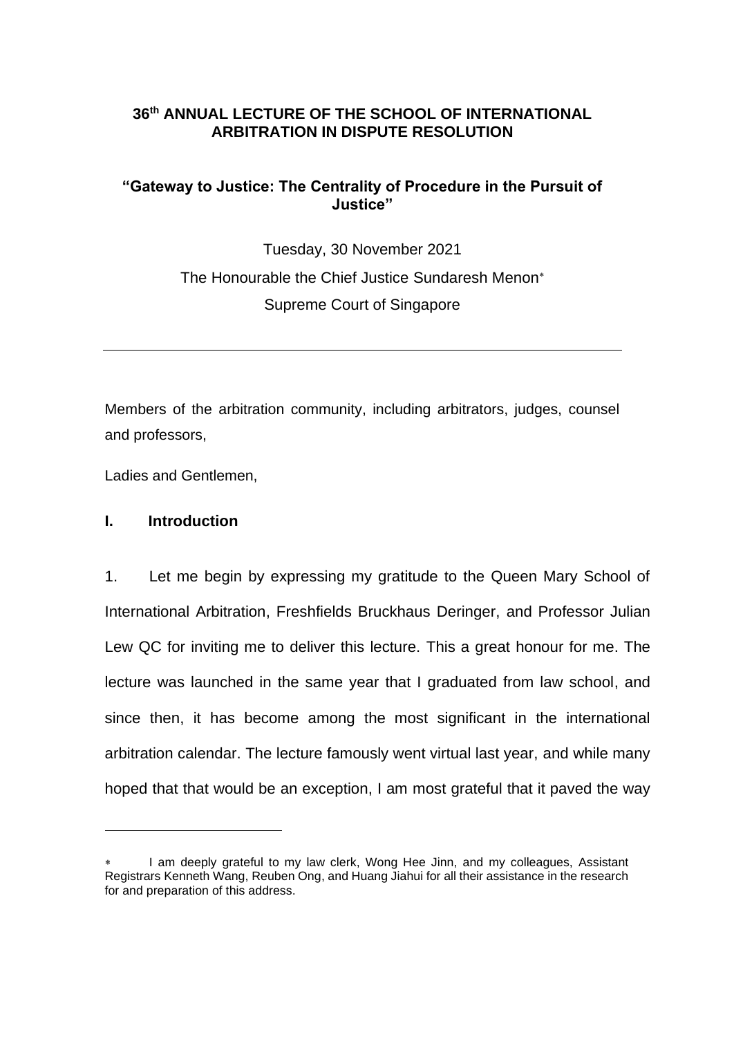**36th ANNUAL LECTURE OF THE SCHOOL OF INTERNATIONAL ARBITRATION IN DISPUTE RESOLUTION**

**"Gateway to Justice: The Centrality of Procedure in the Pursuit of Justice"**

Tuesday, 30 November 2021

The Honourable the Chief Justice Sundaresh Menon*

Supreme Court of Singapore

---

Members of the arbitration community, including arbitrators, judges, counsel and professors,

Ladies and Gentlemen,

## I. Introduction

1. Let me begin by expressing my gratitude to the Queen Mary School of International Arbitration, Freshfields Bruckhaus Deringer, and Professor Julian Lew QC for inviting me to deliver this lecture. This a great honour for me. The lecture was launched in the same year that I graduated from law school, and since then, it has become among the most significant in the international arbitration calendar. The lecture famously went virtual last year, and while many hoped that that would be an exception, I am most grateful that it paved the way

---

* I am deeply grateful to my law clerk, Wong Hee Jinn, and my colleagues, Assistant Registrars Kenneth Wang, Reuben Ong, and Huang Jiahui for all their assistance in the research for and preparation of this address.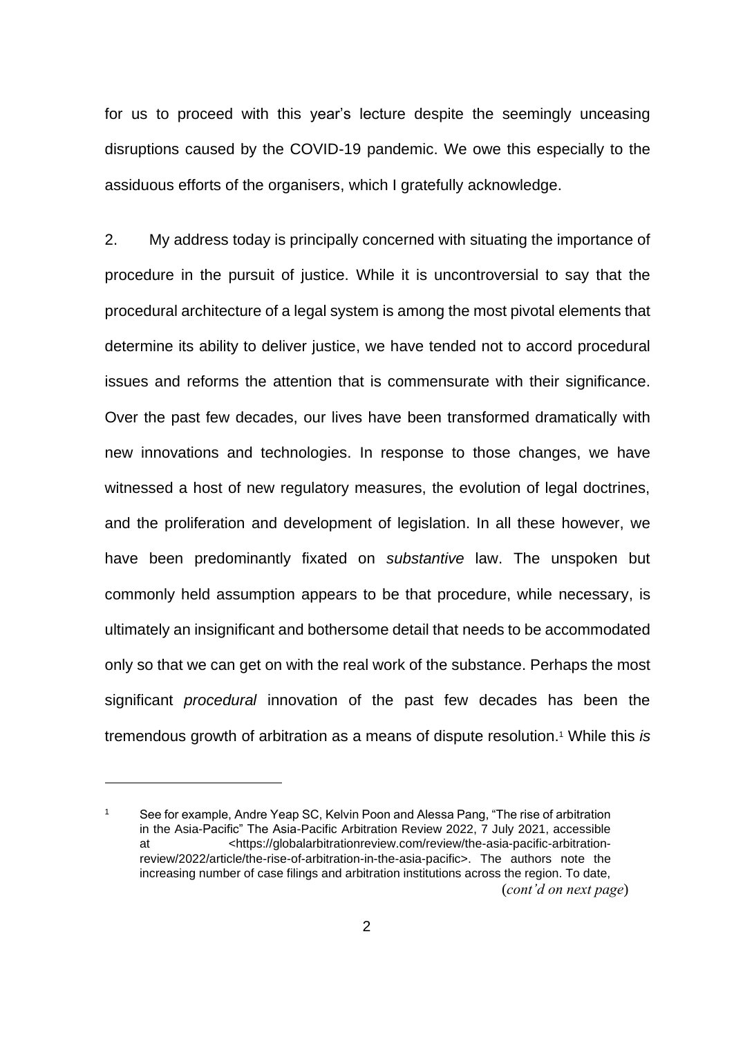for us to proceed with this year's lecture despite the seemingly unceasing disruptions caused by the COVID-19 pandemic. We owe this especially to the assiduous efforts of the organisers, which I gratefully acknowledge.

2. My address today is principally concerned with situating the importance of procedure in the pursuit of justice. While it is uncontroversial to say that the procedural architecture of a legal system is among the most pivotal elements that determine its ability to deliver justice, we have tended not to accord procedural issues and reforms the attention that is commensurate with their significance. Over the past few decades, our lives have been transformed dramatically with new innovations and technologies. In response to those changes, we have witnessed a host of new regulatory measures, the evolution of legal doctrines, and the proliferation and development of legislation. In all these however, we have been predominantly fixated on *substantive* law. The unspoken but commonly held assumption appears to be that procedure, while necessary, is ultimately an insignificant and bothersome detail that needs to be accommodated only so that we can get on with the real work of the substance. Perhaps the most significant *procedural* innovation of the past few decades has been the tremendous growth of arbitration as a means of dispute resolution.[1] While this *is*

---

[1] See for example, Andre Yeap SC, Kelvin Poon and Alessa Pang, "The rise of arbitration in the Asia-Pacific" The Asia-Pacific Arbitration Review 2022, 7 July 2021, accessible at <https://globalarbitrationreview.com/review/the-asia-pacific-arbitration-review/2022/article/the-rise-of-arbitration-in-the-asia-pacific>. The authors note the increasing number of case filings and arbitration institutions across the region. To date,

(*cont'd on next page*)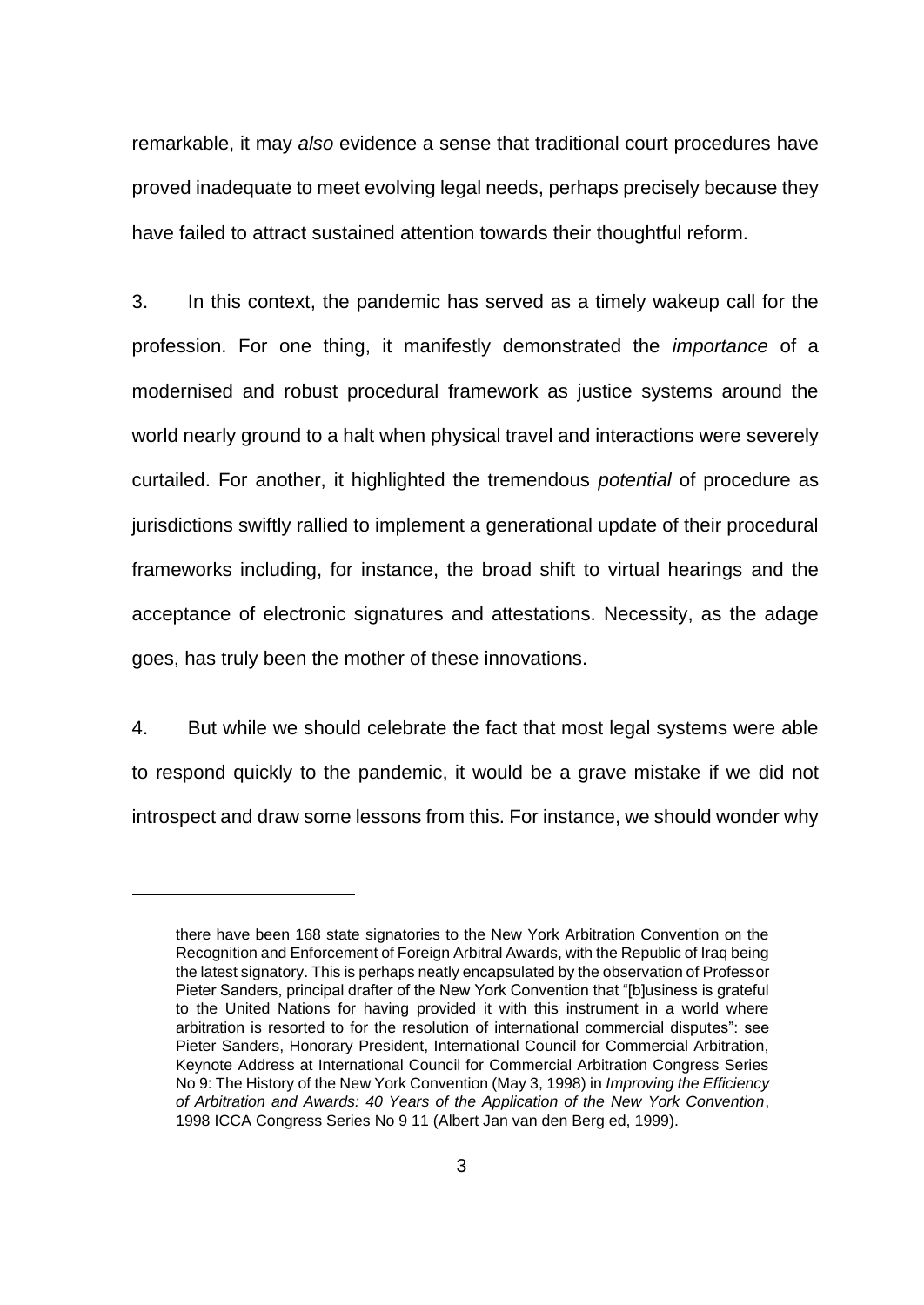remarkable, it may *also* evidence a sense that traditional court procedures have proved inadequate to meet evolving legal needs, perhaps precisely because they have failed to attract sustained attention towards their thoughtful reform.

3. In this context, the pandemic has served as a timely wakeup call for the profession. For one thing, it manifestly demonstrated the *importance* of a modernised and robust procedural framework as justice systems around the world nearly ground to a halt when physical travel and interactions were severely curtailed. For another, it highlighted the tremendous *potential* of procedure as jurisdictions swiftly rallied to implement a generational update of their procedural frameworks including, for instance, the broad shift to virtual hearings and the acceptance of electronic signatures and attestations. Necessity, as the adage goes, has truly been the mother of these innovations.

4. But while we should celebrate the fact that most legal systems were able to respond quickly to the pandemic, it would be a grave mistake if we did not introspect and draw some lessons from this. For instance, we should wonder why

---

there have been 168 state signatories to the New York Arbitration Convention on the Recognition and Enforcement of Foreign Arbitral Awards, with the Republic of Iraq being the latest signatory. This is perhaps neatly encapsulated by the observation of Professor Pieter Sanders, principal drafter of the New York Convention that "[b]usiness is grateful to the United Nations for having provided it with this instrument in a world where arbitration is resorted to for the resolution of international commercial disputes": see Pieter Sanders, Honorary President, International Council for Commercial Arbitration, Keynote Address at International Council for Commercial Arbitration Congress Series No 9: The History of the New York Convention (May 3, 1998) in *Improving the Efficiency of Arbitration and Awards: 40 Years of the Application of the New York Convention*, 1998 ICCA Congress Series No 9 11 (Albert Jan van den Berg ed, 1999).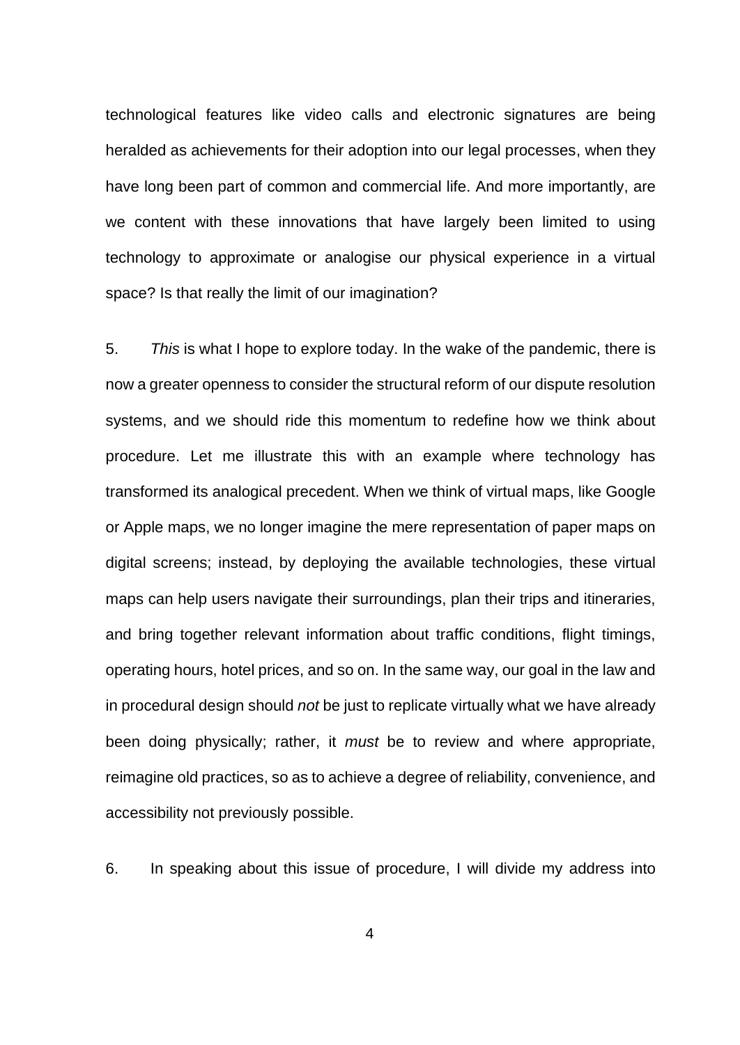technological features like video calls and electronic signatures are being heralded as achievements for their adoption into our legal processes, when they have long been part of common and commercial life. And more importantly, are we content with these innovations that have largely been limited to using technology to approximate or analogise our physical experience in a virtual space? Is that really the limit of our imagination?

5. *This* is what I hope to explore today. In the wake of the pandemic, there is now a greater openness to consider the structural reform of our dispute resolution systems, and we should ride this momentum to redefine how we think about procedure. Let me illustrate this with an example where technology has transformed its analogical precedent. When we think of virtual maps, like Google or Apple maps, we no longer imagine the mere representation of paper maps on digital screens; instead, by deploying the available technologies, these virtual maps can help users navigate their surroundings, plan their trips and itineraries, and bring together relevant information about traffic conditions, flight timings, operating hours, hotel prices, and so on. In the same way, our goal in the law and in procedural design should *not* be just to replicate virtually what we have already been doing physically; rather, it *must* be to review and where appropriate, reimagine old practices, so as to achieve a degree of reliability, convenience, and accessibility not previously possible.

6. In speaking about this issue of procedure, I will divide my address into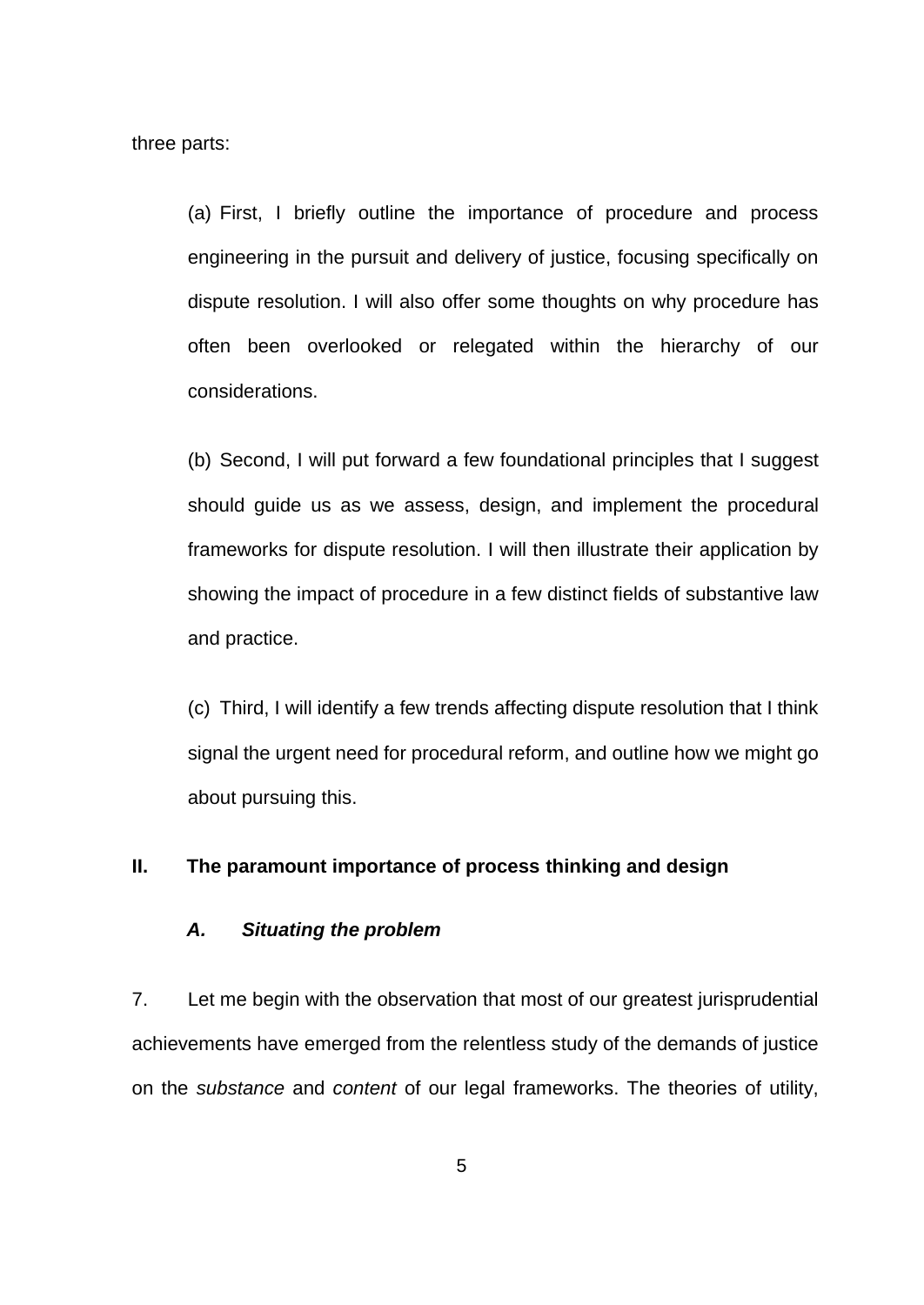three parts:

> (a) First, I briefly outline the importance of procedure and process engineering in the pursuit and delivery of justice, focusing specifically on dispute resolution. I will also offer some thoughts on why procedure has often been overlooked or relegated within the hierarchy of our considerations.
>
> (b) Second, I will put forward a few foundational principles that I suggest should guide us as we assess, design, and implement the procedural frameworks for dispute resolution. I will then illustrate their application by showing the impact of procedure in a few distinct fields of substantive law and practice.
>
> (c) Third, I will identify a few trends affecting dispute resolution that I think signal the urgent need for procedural reform, and outline how we might go about pursuing this.

## II. The paramount importance of process thinking and design

### *A. Situating the problem*

7. Let me begin with the observation that most of our greatest jurisprudential achievements have emerged from the relentless study of the demands of justice on the *substance* and *content* of our legal frameworks. The theories of utility,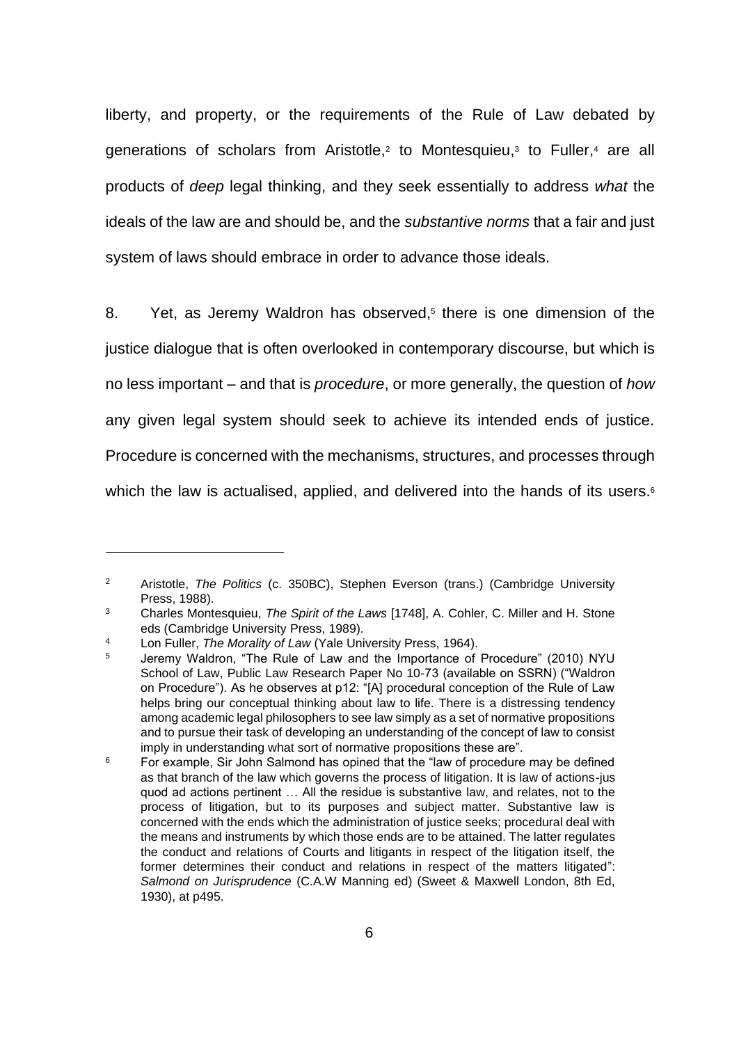liberty, and property, or the requirements of the Rule of Law debated by generations of scholars from Aristotle,[2] to Montesquieu,[3] to Fuller,[4] are all products of *deep* legal thinking, and they seek essentially to address *what* the ideals of the law are and should be, and the *substantive norms* that a fair and just system of laws should embrace in order to advance those ideals.

8. Yet, as Jeremy Waldron has observed,[5] there is one dimension of the justice dialogue that is often overlooked in contemporary discourse, but which is no less important – and that is *procedure*, or more generally, the question of *how* any given legal system should seek to achieve its intended ends of justice. Procedure is concerned with the mechanisms, structures, and processes through which the law is actualised, applied, and delivered into the hands of its users.[6]

---

[2] Aristotle, *The Politics* (c. 350BC), Stephen Everson (trans.) (Cambridge University Press, 1988).

[3] Charles Montesquieu, *The Spirit of the Laws* [1748], A. Cohler, C. Miller and H. Stone eds (Cambridge University Press, 1989).

[4] Lon Fuller, *The Morality of Law* (Yale University Press, 1964).

[5] Jeremy Waldron, "The Rule of Law and the Importance of Procedure" (2010) NYU School of Law, Public Law Research Paper No 10-73 (available on SSRN) ("Waldron on Procedure"). As he observes at p12: "[A] procedural conception of the Rule of Law helps bring our conceptual thinking about law to life. There is a distressing tendency among academic legal philosophers to see law simply as a set of normative propositions and to pursue their task of developing an understanding of the concept of law to consist imply in understanding what sort of normative propositions these are".

[6] For example, Sir John Salmond has opined that the "law of procedure may be defined as that branch of the law which governs the process of litigation. It is law of actions-jus quod ad actions pertinent … All the residue is substantive law, and relates, not to the process of litigation, but to its purposes and subject matter. Substantive law is concerned with the ends which the administration of justice seeks; procedural deal with the means and instruments by which those ends are to be attained. The latter regulates the conduct and relations of Courts and litigants in respect of the litigation itself, the former determines their conduct and relations in respect of the matters litigated": *Salmond on Jurisprudence* (C.A.W Manning ed) (Sweet & Maxwell London, 8th Ed, 1930), at p495.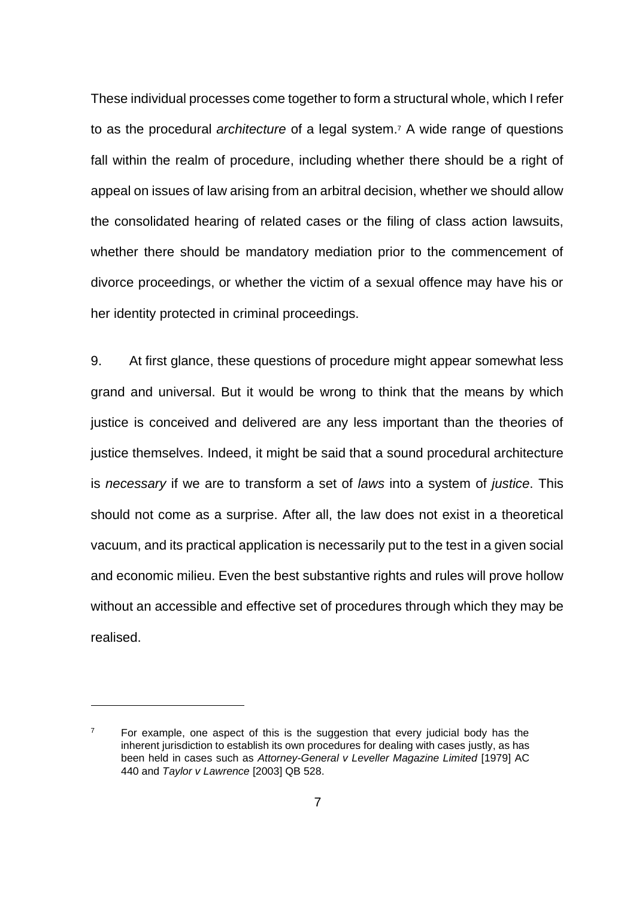These individual processes come together to form a structural whole, which I refer to as the procedural *architecture* of a legal system.[7] A wide range of questions fall within the realm of procedure, including whether there should be a right of appeal on issues of law arising from an arbitral decision, whether we should allow the consolidated hearing of related cases or the filing of class action lawsuits, whether there should be mandatory mediation prior to the commencement of divorce proceedings, or whether the victim of a sexual offence may have his or her identity protected in criminal proceedings.

9. At first glance, these questions of procedure might appear somewhat less grand and universal. But it would be wrong to think that the means by which justice is conceived and delivered are any less important than the theories of justice themselves. Indeed, it might be said that a sound procedural architecture is *necessary* if we are to transform a set of *laws* into a system of *justice*. This should not come as a surprise. After all, the law does not exist in a theoretical vacuum, and its practical application is necessarily put to the test in a given social and economic milieu. Even the best substantive rights and rules will prove hollow without an accessible and effective set of procedures through which they may be realised.

---

[7] For example, one aspect of this is the suggestion that every judicial body has the inherent jurisdiction to establish its own procedures for dealing with cases justly, as has been held in cases such as *Attorney-General v Leveller Magazine Limited* [1979] AC 440 and *Taylor v Lawrence* [2003] QB 528.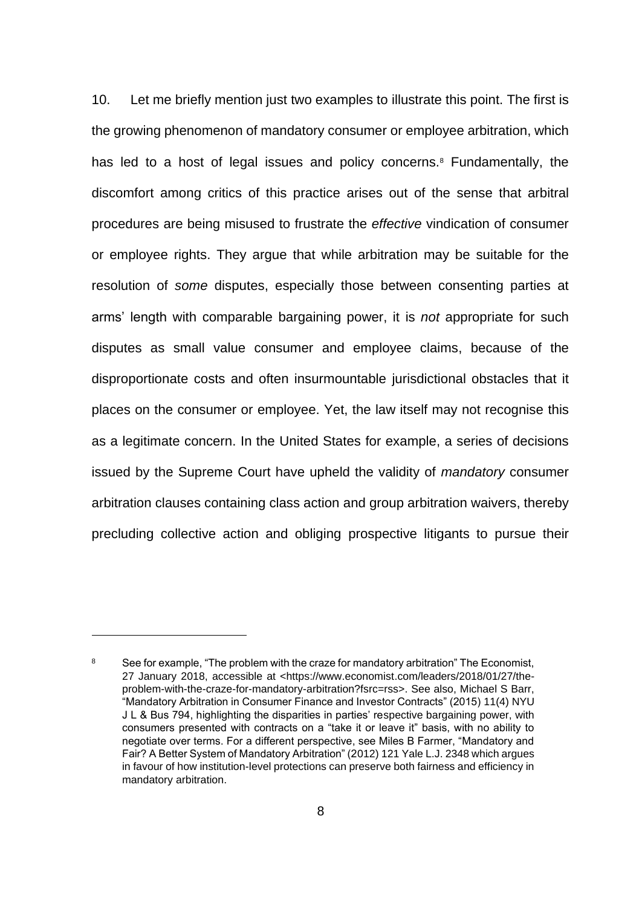10. Let me briefly mention just two examples to illustrate this point. The first is the growing phenomenon of mandatory consumer or employee arbitration, which has led to a host of legal issues and policy concerns.[8] Fundamentally, the discomfort among critics of this practice arises out of the sense that arbitral procedures are being misused to frustrate the *effective* vindication of consumer or employee rights. They argue that while arbitration may be suitable for the resolution of *some* disputes, especially those between consenting parties at arms' length with comparable bargaining power, it is *not* appropriate for such disputes as small value consumer and employee claims, because of the disproportionate costs and often insurmountable jurisdictional obstacles that it places on the consumer or employee. Yet, the law itself may not recognise this as a legitimate concern. In the United States for example, a series of decisions issued by the Supreme Court have upheld the validity of *mandatory* consumer arbitration clauses containing class action and group arbitration waivers, thereby precluding collective action and obliging prospective litigants to pursue their

---

[8] See for example, "The problem with the craze for mandatory arbitration" The Economist, 27 January 2018, accessible at <https://www.economist.com/leaders/2018/01/27/the-problem-with-the-craze-for-mandatory-arbitration?fsrc=rss>. See also, Michael S Barr, "Mandatory Arbitration in Consumer Finance and Investor Contracts" (2015) 11(4) NYU J L & Bus 794, highlighting the disparities in parties' respective bargaining power, with consumers presented with contracts on a "take it or leave it" basis, with no ability to negotiate over terms. For a different perspective, see Miles B Farmer, "Mandatory and Fair? A Better System of Mandatory Arbitration" (2012) 121 Yale L.J. 2348 which argues in favour of how institution-level protections can preserve both fairness and efficiency in mandatory arbitration.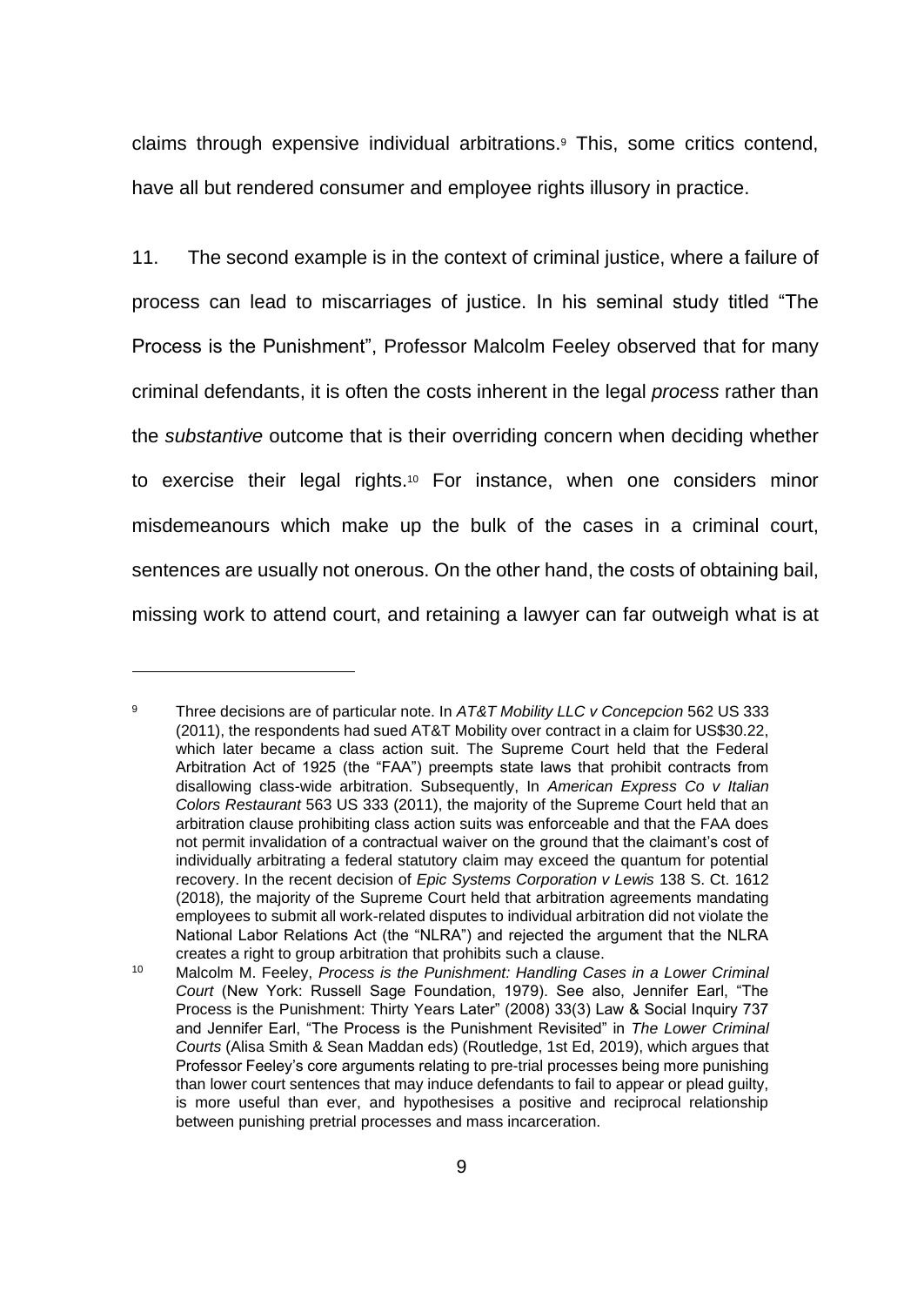claims through expensive individual arbitrations.[9] This, some critics contend, have all but rendered consumer and employee rights illusory in practice.

11. The second example is in the context of criminal justice, where a failure of process can lead to miscarriages of justice. In his seminal study titled "The Process is the Punishment", Professor Malcolm Feeley observed that for many criminal defendants, it is often the costs inherent in the legal *process* rather than the *substantive* outcome that is their overriding concern when deciding whether to exercise their legal rights.[10] For instance, when one considers minor misdemeanours which make up the bulk of the cases in a criminal court, sentences are usually not onerous. On the other hand, the costs of obtaining bail, missing work to attend court, and retaining a lawyer can far outweigh what is at

---

[9] Three decisions are of particular note. In *AT&T Mobility LLC v Concepcion* 562 US 333 (2011), the respondents had sued AT&T Mobility over contract in a claim for US$30.22, which later became a class action suit. The Supreme Court held that the Federal Arbitration Act of 1925 (the "FAA") preempts state laws that prohibit contracts from disallowing class-wide arbitration. Subsequently, In *American Express Co v Italian Colors Restaurant* 563 US 333 (2011), the majority of the Supreme Court held that an arbitration clause prohibiting class action suits was enforceable and that the FAA does not permit invalidation of a contractual waiver on the ground that the claimant's cost of individually arbitrating a federal statutory claim may exceed the quantum for potential recovery. In the recent decision of *Epic Systems Corporation v Lewis* 138 S. Ct. 1612 (2018), the majority of the Supreme Court held that arbitration agreements mandating employees to submit all work-related disputes to individual arbitration did not violate the National Labor Relations Act (the "NLRA") and rejected the argument that the NLRA creates a right to group arbitration that prohibits such a clause.

[10] Malcolm M. Feeley, *Process is the Punishment: Handling Cases in a Lower Criminal Court* (New York: Russell Sage Foundation, 1979). See also, Jennifer Earl, "The Process is the Punishment: Thirty Years Later" (2008) 33(3) Law & Social Inquiry 737 and Jennifer Earl, "The Process is the Punishment Revisited" in *The Lower Criminal Courts* (Alisa Smith & Sean Maddan eds) (Routledge, 1st Ed, 2019), which argues that Professor Feeley's core arguments relating to pre-trial processes being more punishing than lower court sentences that may induce defendants to fail to appear or plead guilty, is more useful than ever, and hypothesises a positive and reciprocal relationship between punishing pretrial processes and mass incarceration.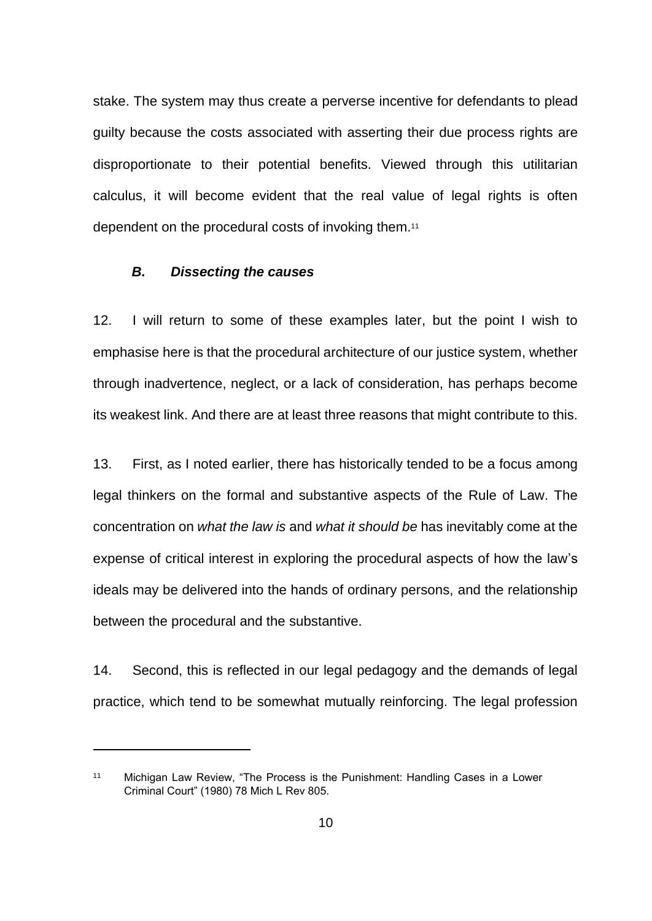stake. The system may thus create a perverse incentive for defendants to plead guilty because the costs associated with asserting their due process rights are disproportionate to their potential benefits. Viewed through this utilitarian calculus, it will become evident that the real value of legal rights is often dependent on the procedural costs of invoking them.[11]

### *B. Dissecting the causes*

12. I will return to some of these examples later, but the point I wish to emphasise here is that the procedural architecture of our justice system, whether through inadvertence, neglect, or a lack of consideration, has perhaps become its weakest link. And there are at least three reasons that might contribute to this.

13. First, as I noted earlier, there has historically tended to be a focus among legal thinkers on the formal and substantive aspects of the Rule of Law. The concentration on *what the law is* and *what it should be* has inevitably come at the expense of critical interest in exploring the procedural aspects of how the law's ideals may be delivered into the hands of ordinary persons, and the relationship between the procedural and the substantive.

14. Second, this is reflected in our legal pedagogy and the demands of legal practice, which tend to be somewhat mutually reinforcing. The legal profession

---

[11] Michigan Law Review, "The Process is the Punishment: Handling Cases in a Lower Criminal Court" (1980) 78 Mich L Rev 805.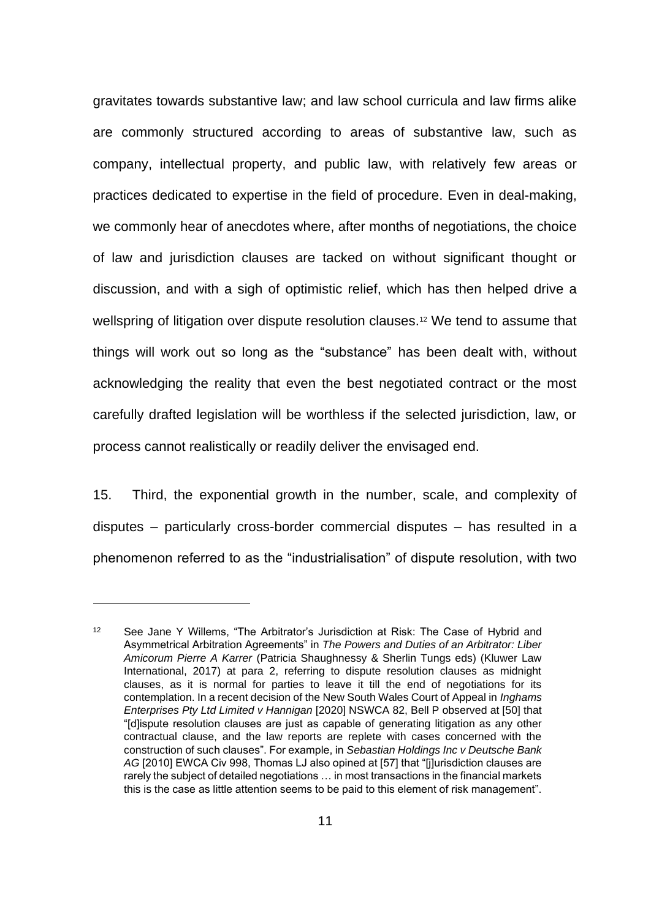gravitates towards substantive law; and law school curricula and law firms alike are commonly structured according to areas of substantive law, such as company, intellectual property, and public law, with relatively few areas or practices dedicated to expertise in the field of procedure. Even in deal-making, we commonly hear of anecdotes where, after months of negotiations, the choice of law and jurisdiction clauses are tacked on without significant thought or discussion, and with a sigh of optimistic relief, which has then helped drive a wellspring of litigation over dispute resolution clauses.[12] We tend to assume that things will work out so long as the "substance" has been dealt with, without acknowledging the reality that even the best negotiated contract or the most carefully drafted legislation will be worthless if the selected jurisdiction, law, or process cannot realistically or readily deliver the envisaged end.

15. Third, the exponential growth in the number, scale, and complexity of disputes – particularly cross-border commercial disputes – has resulted in a phenomenon referred to as the "industrialisation" of dispute resolution, with two

---

[12] See Jane Y Willems, "The Arbitrator's Jurisdiction at Risk: The Case of Hybrid and Asymmetrical Arbitration Agreements" in *The Powers and Duties of an Arbitrator: Liber Amicorum Pierre A Karrer* (Patricia Shaughnessy & Sherlin Tungs eds) (Kluwer Law International, 2017) at para 2, referring to dispute resolution clauses as midnight clauses, as it is normal for parties to leave it till the end of negotiations for its contemplation. In a recent decision of the New South Wales Court of Appeal in *Inghams Enterprises Pty Ltd Limited v Hannigan* [2020] NSWCA 82, Bell P observed at [50] that "[d]ispute resolution clauses are just as capable of generating litigation as any other contractual clause, and the law reports are replete with cases concerned with the construction of such clauses". For example, in *Sebastian Holdings Inc v Deutsche Bank AG* [2010] EWCA Civ 998, Thomas LJ also opined at [57] that "[j]urisdiction clauses are rarely the subject of detailed negotiations … in most transactions in the financial markets this is the case as little attention seems to be paid to this element of risk management".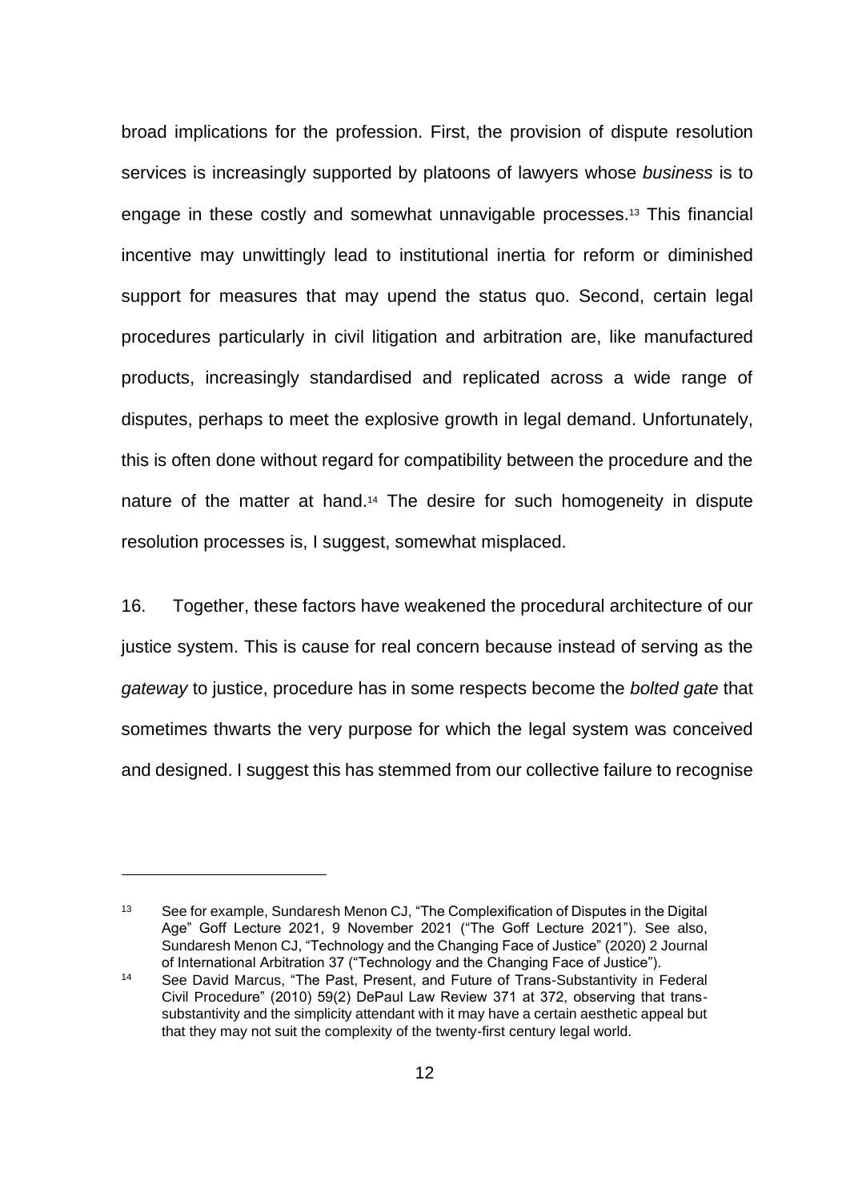broad implications for the profession. First, the provision of dispute resolution services is increasingly supported by platoons of lawyers whose *business* is to engage in these costly and somewhat unnavigable processes.[13] This financial incentive may unwittingly lead to institutional inertia for reform or diminished support for measures that may upend the status quo. Second, certain legal procedures particularly in civil litigation and arbitration are, like manufactured products, increasingly standardised and replicated across a wide range of disputes, perhaps to meet the explosive growth in legal demand. Unfortunately, this is often done without regard for compatibility between the procedure and the nature of the matter at hand.[14] The desire for such homogeneity in dispute resolution processes is, I suggest, somewhat misplaced.

16. Together, these factors have weakened the procedural architecture of our justice system. This is cause for real concern because instead of serving as the *gateway* to justice, procedure has in some respects become the *bolted gate* that sometimes thwarts the very purpose for which the legal system was conceived and designed. I suggest this has stemmed from our collective failure to recognise

---

[13] See for example, Sundaresh Menon CJ, "The Complexification of Disputes in the Digital Age" Goff Lecture 2021, 9 November 2021 ("The Goff Lecture 2021"). See also, Sundaresh Menon CJ, "Technology and the Changing Face of Justice" (2020) 2 Journal of International Arbitration 37 ("Technology and the Changing Face of Justice").

[14] See David Marcus, "The Past, Present, and Future of Trans-Substantivity in Federal Civil Procedure" (2010) 59(2) DePaul Law Review 371 at 372, observing that trans-substantivity and the simplicity attendant with it may have a certain aesthetic appeal but that they may not suit the complexity of the twenty-first century legal world.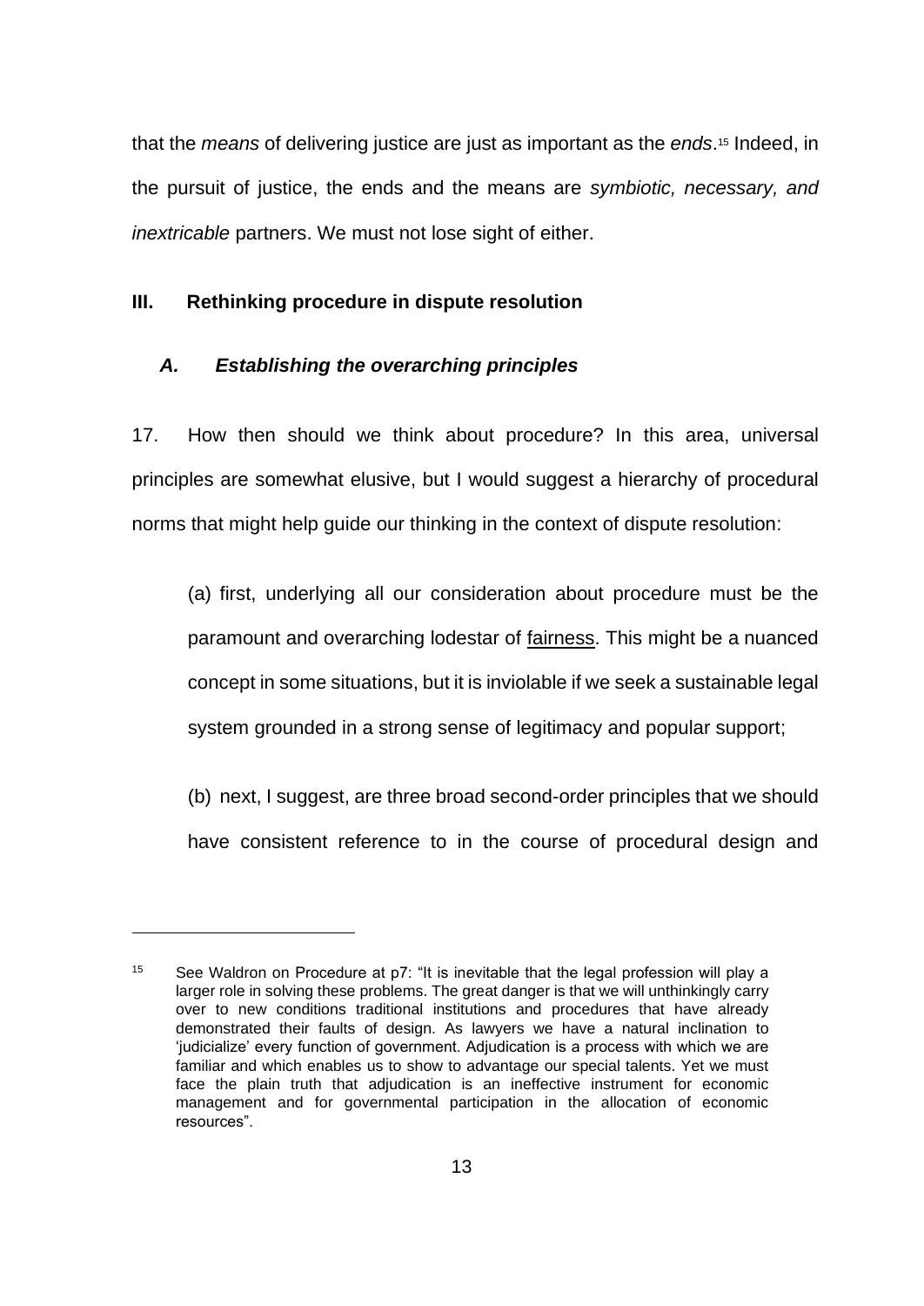that the *means* of delivering justice are just as important as the *ends*.[15] Indeed, in the pursuit of justice, the ends and the means are *symbiotic, necessary, and inextricable* partners. We must not lose sight of either.

## III. Rethinking procedure in dispute resolution

### *A. Establishing the overarching principles*

17. How then should we think about procedure? In this area, universal principles are somewhat elusive, but I would suggest a hierarchy of procedural norms that might help guide our thinking in the context of dispute resolution:

(a) first, underlying all our consideration about procedure must be the paramount and overarching lodestar of <u>fairness</u>. This might be a nuanced concept in some situations, but it is inviolable if we seek a sustainable legal system grounded in a strong sense of legitimacy and popular support;

(b) next, I suggest, are three broad second-order principles that we should have consistent reference to in the course of procedural design and

---

[15] See Waldron on Procedure at p7: "It is inevitable that the legal profession will play a larger role in solving these problems. The great danger is that we will unthinkingly carry over to new conditions traditional institutions and procedures that have already demonstrated their faults of design. As lawyers we have a natural inclination to 'judicialize' every function of government. Adjudication is a process with which we are familiar and which enables us to show to advantage our special talents. Yet we must face the plain truth that adjudication is an ineffective instrument for economic management and for governmental participation in the allocation of economic resources".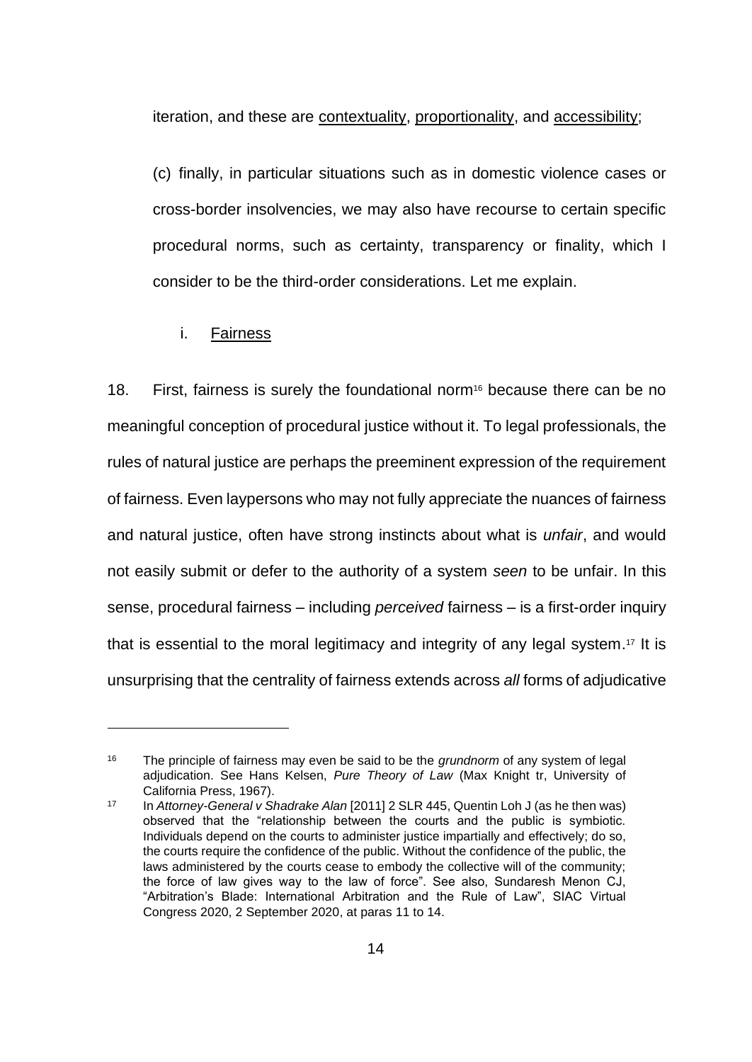iteration, and these are contextuality, proportionality, and accessibility;

(c) finally, in particular situations such as in domestic violence cases or cross-border insolvencies, we may also have recourse to certain specific procedural norms, such as certainty, transparency or finality, which I consider to be the third-order considerations. Let me explain.

i. Fairness

18. First, fairness is surely the foundational norm[16] because there can be no meaningful conception of procedural justice without it. To legal professionals, the rules of natural justice are perhaps the preeminent expression of the requirement of fairness. Even laypersons who may not fully appreciate the nuances of fairness and natural justice, often have strong instincts about what is *unfair*, and would not easily submit or defer to the authority of a system *seen* to be unfair. In this sense, procedural fairness – including *perceived* fairness – is a first-order inquiry that is essential to the moral legitimacy and integrity of any legal system.[17] It is unsurprising that the centrality of fairness extends across *all* forms of adjudicative

---

[16] The principle of fairness may even be said to be the *grundnorm* of any system of legal adjudication. See Hans Kelsen, *Pure Theory of Law* (Max Knight tr, University of California Press, 1967).

[17] In *Attorney-General v Shadrake Alan* [2011] 2 SLR 445, Quentin Loh J (as he then was) observed that the "relationship between the courts and the public is symbiotic. Individuals depend on the courts to administer justice impartially and effectively; do so, the courts require the confidence of the public. Without the confidence of the public, the laws administered by the courts cease to embody the collective will of the community; the force of law gives way to the law of force". See also, Sundaresh Menon CJ, "Arbitration's Blade: International Arbitration and the Rule of Law", SIAC Virtual Congress 2020, 2 September 2020, at paras 11 to 14.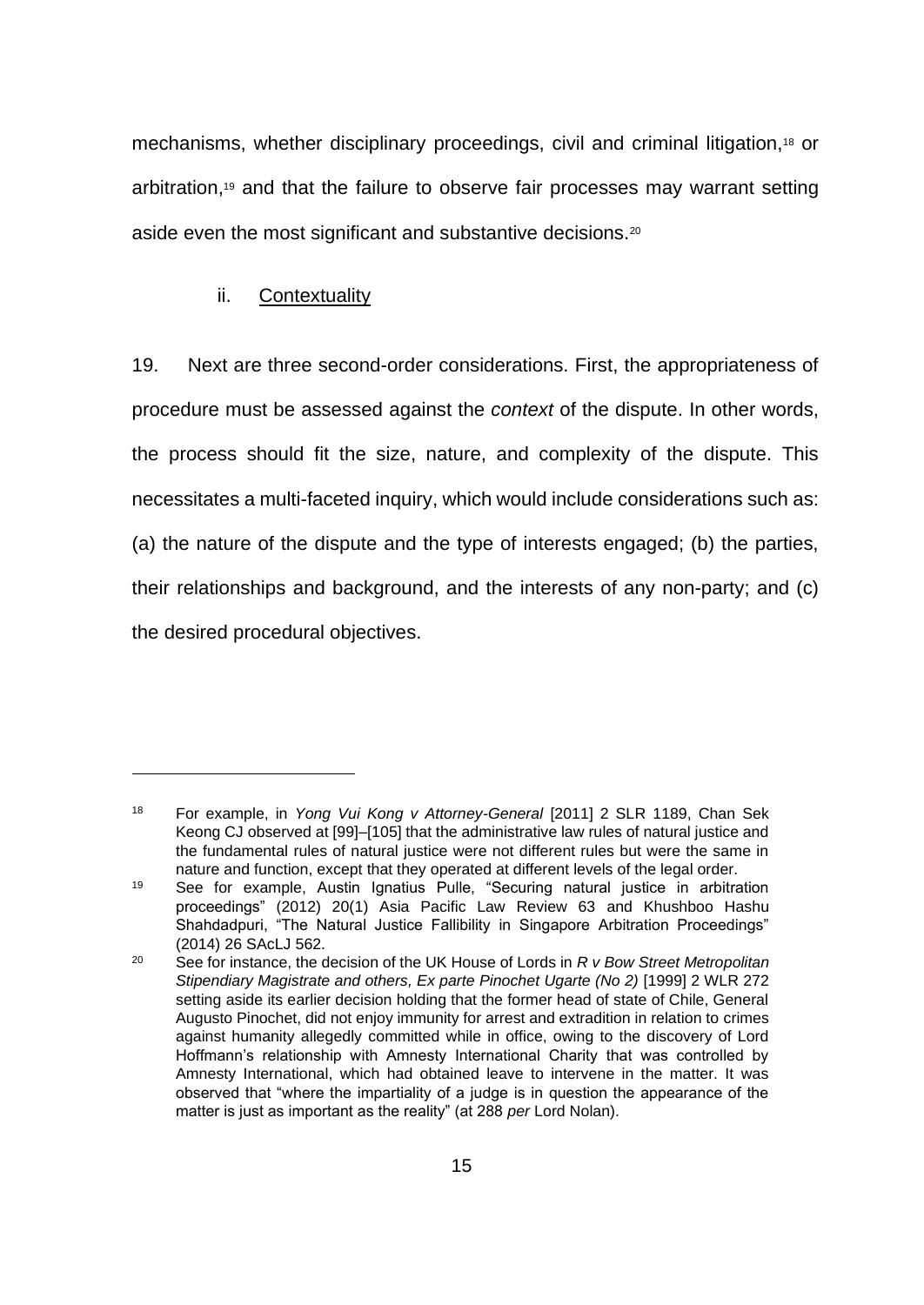mechanisms, whether disciplinary proceedings, civil and criminal litigation,[18] or arbitration,[19] and that the failure to observe fair processes may warrant setting aside even the most significant and substantive decisions.[20]

ii. Contextuality

19. Next are three second-order considerations. First, the appropriateness of procedure must be assessed against the *context* of the dispute. In other words, the process should fit the size, nature, and complexity of the dispute. This necessitates a multi-faceted inquiry, which would include considerations such as: (a) the nature of the dispute and the type of interests engaged; (b) the parties, their relationships and background, and the interests of any non-party; and (c) the desired procedural objectives.

---

[18] For example, in *Yong Vui Kong v Attorney-General* [2011] 2 SLR 1189, Chan Sek Keong CJ observed at [99]–[105] that the administrative law rules of natural justice and the fundamental rules of natural justice were not different rules but were the same in nature and function, except that they operated at different levels of the legal order.

[19] See for example, Austin Ignatius Pulle, "Securing natural justice in arbitration proceedings" (2012) 20(1) Asia Pacific Law Review 63 and Khushboo Hashu Shahdadpuri, "The Natural Justice Fallibility in Singapore Arbitration Proceedings" (2014) 26 SAcLJ 562.

[20] See for instance, the decision of the UK House of Lords in *R v Bow Street Metropolitan Stipendiary Magistrate and others, Ex parte Pinochet Ugarte (No 2)* [1999] 2 WLR 272 setting aside its earlier decision holding that the former head of state of Chile, General Augusto Pinochet, did not enjoy immunity for arrest and extradition in relation to crimes against humanity allegedly committed while in office, owing to the discovery of Lord Hoffmann's relationship with Amnesty International Charity that was controlled by Amnesty International, which had obtained leave to intervene in the matter. It was observed that "where the impartiality of a judge is in question the appearance of the matter is just as important as the reality" (at 288 *per* Lord Nolan).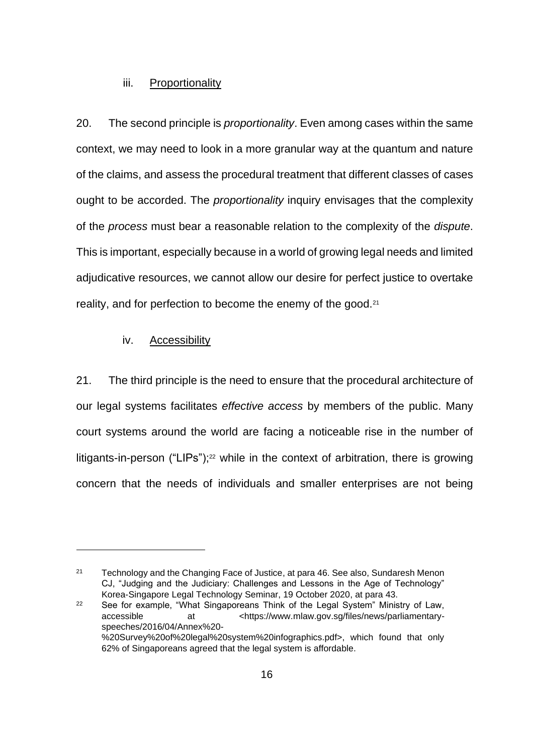### iii. <u>Proportionality</u>

20. The second principle is *proportionality*. Even among cases within the same context, we may need to look in a more granular way at the quantum and nature of the claims, and assess the procedural treatment that different classes of cases ought to be accorded. The *proportionality* inquiry envisages that the complexity of the *process* must bear a reasonable relation to the complexity of the *dispute*. This is important, especially because in a world of growing legal needs and limited adjudicative resources, we cannot allow our desire for perfect justice to overtake reality, and for perfection to become the enemy of the good.[21]

### iv. <u>Accessibility</u>

21. The third principle is the need to ensure that the procedural architecture of our legal systems facilitates *effective access* by members of the public. Many court systems around the world are facing a noticeable rise in the number of litigants-in-person ("LIPs");[22] while in the context of arbitration, there is growing concern that the needs of individuals and smaller enterprises are not being

---

[21] Technology and the Changing Face of Justice, at para 46. See also, Sundaresh Menon CJ, "Judging and the Judiciary: Challenges and Lessons in the Age of Technology" Korea-Singapore Legal Technology Seminar, 19 October 2020, at para 43.

[22] See for example, "What Singaporeans Think of the Legal System" Ministry of Law, accessible at <https://www.mlaw.gov.sg/files/news/parliamentary-speeches/2016/04/Annex%20-%20Survey%20of%20legal%20system%20infographics.pdf>, which found that only 62% of Singaporeans agreed that the legal system is affordable.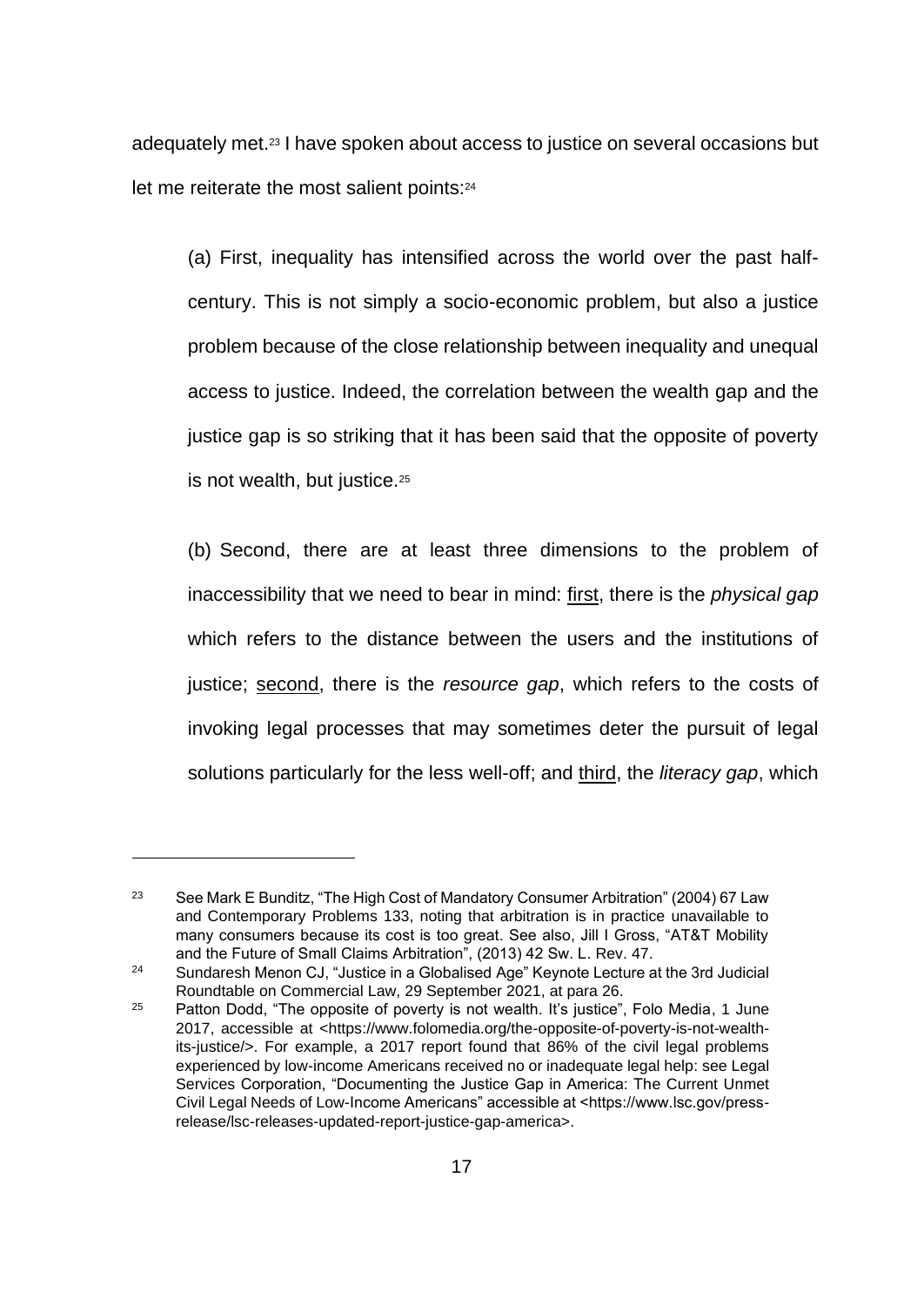adequately met.[23] I have spoken about access to justice on several occasions but let me reiterate the most salient points:[24]

(a) First, inequality has intensified across the world over the past half-century. This is not simply a socio-economic problem, but also a justice problem because of the close relationship between inequality and unequal access to justice. Indeed, the correlation between the wealth gap and the justice gap is so striking that it has been said that the opposite of poverty is not wealth, but justice.[25]

(b) Second, there are at least three dimensions to the problem of inaccessibility that we need to bear in mind: <u>first</u>, there is the *physical gap* which refers to the distance between the users and the institutions of justice; <u>second</u>, there is the *resource gap*, which refers to the costs of invoking legal processes that may sometimes deter the pursuit of legal solutions particularly for the less well-off; and <u>third</u>, the *literacy gap*, which

---

[23] See Mark E Bunditz, "The High Cost of Mandatory Consumer Arbitration" (2004) 67 Law and Contemporary Problems 133, noting that arbitration is in practice unavailable to many consumers because its cost is too great. See also, Jill I Gross, "AT&T Mobility and the Future of Small Claims Arbitration", (2013) 42 Sw. L. Rev. 47.

[24] Sundaresh Menon CJ, "Justice in a Globalised Age" Keynote Lecture at the 3rd Judicial Roundtable on Commercial Law, 29 September 2021, at para 26.

[25] Patton Dodd, "The opposite of poverty is not wealth. It's justice", Folo Media, 1 June 2017, accessible at <https://www.folomedia.org/the-opposite-of-poverty-is-not-wealth-its-justice/>. For example, a 2017 report found that 86% of the civil legal problems experienced by low-income Americans received no or inadequate legal help: see Legal Services Corporation, "Documenting the Justice Gap in America: The Current Unmet Civil Legal Needs of Low-Income Americans" accessible at <https://www.lsc.gov/press-release/lsc-releases-updated-report-justice-gap-america>.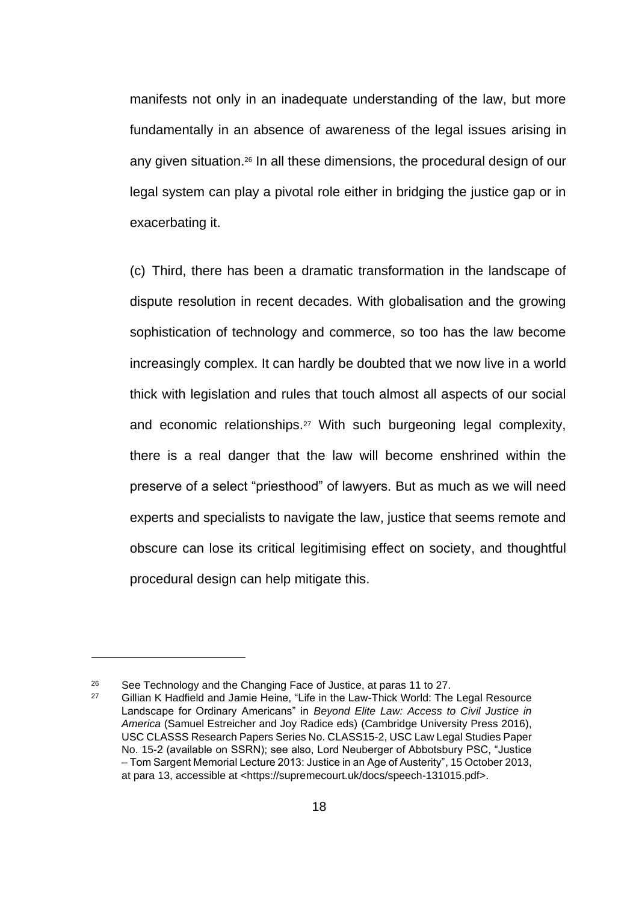manifests not only in an inadequate understanding of the law, but more fundamentally in an absence of awareness of the legal issues arising in any given situation.[26] In all these dimensions, the procedural design of our legal system can play a pivotal role either in bridging the justice gap or in exacerbating it.

(c) Third, there has been a dramatic transformation in the landscape of dispute resolution in recent decades. With globalisation and the growing sophistication of technology and commerce, so too has the law become increasingly complex. It can hardly be doubted that we now live in a world thick with legislation and rules that touch almost all aspects of our social and economic relationships.[27] With such burgeoning legal complexity, there is a real danger that the law will become enshrined within the preserve of a select "priesthood" of lawyers. But as much as we will need experts and specialists to navigate the law, justice that seems remote and obscure can lose its critical legitimising effect on society, and thoughtful procedural design can help mitigate this.

---

[26] See Technology and the Changing Face of Justice, at paras 11 to 27.

[27] Gillian K Hadfield and Jamie Heine, "Life in the Law-Thick World: The Legal Resource Landscape for Ordinary Americans" in *Beyond Elite Law: Access to Civil Justice in America* (Samuel Estreicher and Joy Radice eds) (Cambridge University Press 2016), USC CLASSS Research Papers Series No. CLASS15-2, USC Law Legal Studies Paper No. 15-2 (available on SSRN); see also, Lord Neuberger of Abbotsbury PSC, "Justice – Tom Sargent Memorial Lecture 2013: Justice in an Age of Austerity", 15 October 2013, at para 13, accessible at <https://supremecourt.uk/docs/speech-131015.pdf>.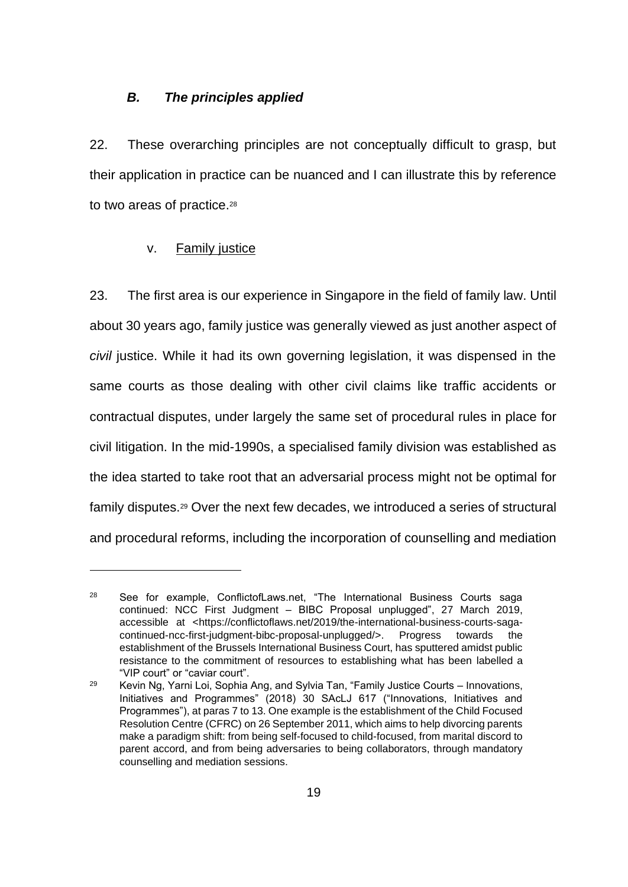### *B. The principles applied*

22. These overarching principles are not conceptually difficult to grasp, but their application in practice can be nuanced and I can illustrate this by reference to two areas of practice.[28]

v. <u>Family justice</u>

23. The first area is our experience in Singapore in the field of family law. Until about 30 years ago, family justice was generally viewed as just another aspect of *civil* justice. While it had its own governing legislation, it was dispensed in the same courts as those dealing with other civil claims like traffic accidents or contractual disputes, under largely the same set of procedural rules in place for civil litigation. In the mid-1990s, a specialised family division was established as the idea started to take root that an adversarial process might not be optimal for family disputes.[29] Over the next few decades, we introduced a series of structural and procedural reforms, including the incorporation of counselling and mediation

---

[28] See for example, ConflictofLaws.net, "The International Business Courts saga continued: NCC First Judgment – BIBC Proposal unplugged", 27 March 2019, accessible at <https://conflictoflaws.net/2019/the-international-business-courts-saga-continued-ncc-first-judgment-bibc-proposal-unplugged/>. Progress towards the establishment of the Brussels International Business Court, has sputtered amidst public resistance to the commitment of resources to establishing what has been labelled a "VIP court" or "caviar court".

[29] Kevin Ng, Yarni Loi, Sophia Ang, and Sylvia Tan, "Family Justice Courts – Innovations, Initiatives and Programmes" (2018) 30 SAcLJ 617 ("Innovations, Initiatives and Programmes"), at paras 7 to 13. One example is the establishment of the Child Focused Resolution Centre (CFRC) on 26 September 2011, which aims to help divorcing parents make a paradigm shift: from being self-focused to child-focused, from marital discord to parent accord, and from being adversaries to being collaborators, through mandatory counselling and mediation sessions.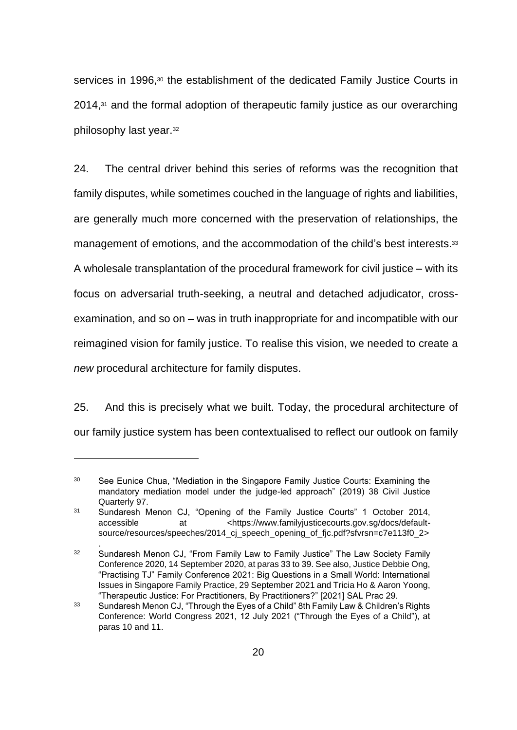services in 1996,[30] the establishment of the dedicated Family Justice Courts in 2014,[31] and the formal adoption of therapeutic family justice as our overarching philosophy last year.[32]

24. The central driver behind this series of reforms was the recognition that family disputes, while sometimes couched in the language of rights and liabilities, are generally much more concerned with the preservation of relationships, the management of emotions, and the accommodation of the child's best interests.[33] A wholesale transplantation of the procedural framework for civil justice – with its focus on adversarial truth-seeking, a neutral and detached adjudicator, cross-examination, and so on – was in truth inappropriate for and incompatible with our reimagined vision for family justice. To realise this vision, we needed to create a *new* procedural architecture for family disputes.

25. And this is precisely what we built. Today, the procedural architecture of our family justice system has been contextualised to reflect our outlook on family

---

[30] See Eunice Chua, "Mediation in the Singapore Family Justice Courts: Examining the mandatory mediation model under the judge-led approach" (2019) 38 Civil Justice Quarterly 97.

[31] Sundaresh Menon CJ, "Opening of the Family Justice Courts" 1 October 2014, accessible at <https://www.familyjusticecourts.gov.sg/docs/default-source/resources/speeches/2014_cj_speech_opening_of_fjc.pdf?sfvrsn=c7e113f0_2>.

[32] Sundaresh Menon CJ, "From Family Law to Family Justice" The Law Society Family Conference 2020, 14 September 2020, at paras 33 to 39. See also, Justice Debbie Ong, "Practising TJ" Family Conference 2021: Big Questions in a Small World: International Issues in Singapore Family Practice, 29 September 2021 and Tricia Ho & Aaron Yoong, "Therapeutic Justice: For Practitioners, By Practitioners?" [2021] SAL Prac 29.

[33] Sundaresh Menon CJ, "Through the Eyes of a Child" 8th Family Law & Children's Rights Conference: World Congress 2021, 12 July 2021 ("Through the Eyes of a Child"), at paras 10 and 11.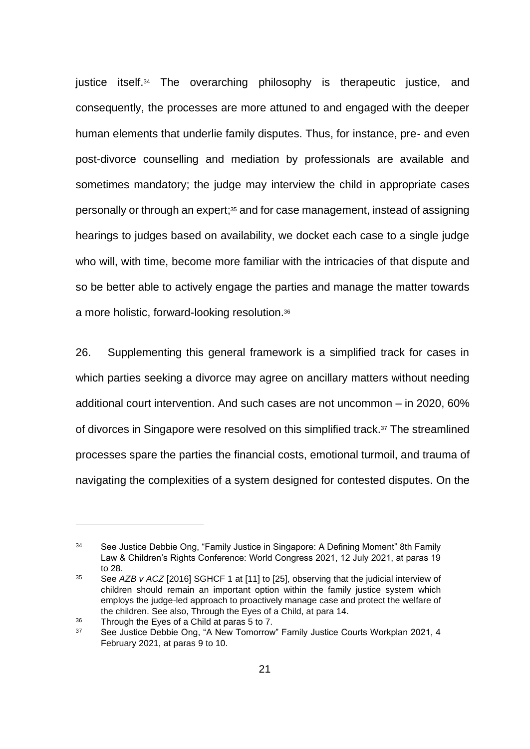justice itself.[34] The overarching philosophy is therapeutic justice, and consequently, the processes are more attuned to and engaged with the deeper human elements that underlie family disputes. Thus, for instance, pre- and even post-divorce counselling and mediation by professionals are available and sometimes mandatory; the judge may interview the child in appropriate cases personally or through an expert;[35] and for case management, instead of assigning hearings to judges based on availability, we docket each case to a single judge who will, with time, become more familiar with the intricacies of that dispute and so be better able to actively engage the parties and manage the matter towards a more holistic, forward-looking resolution.[36]

26. Supplementing this general framework is a simplified track for cases in which parties seeking a divorce may agree on ancillary matters without needing additional court intervention. And such cases are not uncommon – in 2020, 60% of divorces in Singapore were resolved on this simplified track.[37] The streamlined processes spare the parties the financial costs, emotional turmoil, and trauma of navigating the complexities of a system designed for contested disputes. On the

---

[34] See Justice Debbie Ong, "Family Justice in Singapore: A Defining Moment" 8th Family Law & Children's Rights Conference: World Congress 2021, 12 July 2021, at paras 19 to 28.

[35] See *AZB v ACZ* [2016] SGHCF 1 at [11] to [25], observing that the judicial interview of children should remain an important option within the family justice system which employs the judge-led approach to proactively manage case and protect the welfare of the children. See also, Through the Eyes of a Child, at para 14.

[36] Through the Eyes of a Child at paras 5 to 7.

[37] See Justice Debbie Ong, "A New Tomorrow" Family Justice Courts Workplan 2021, 4 February 2021, at paras 9 to 10.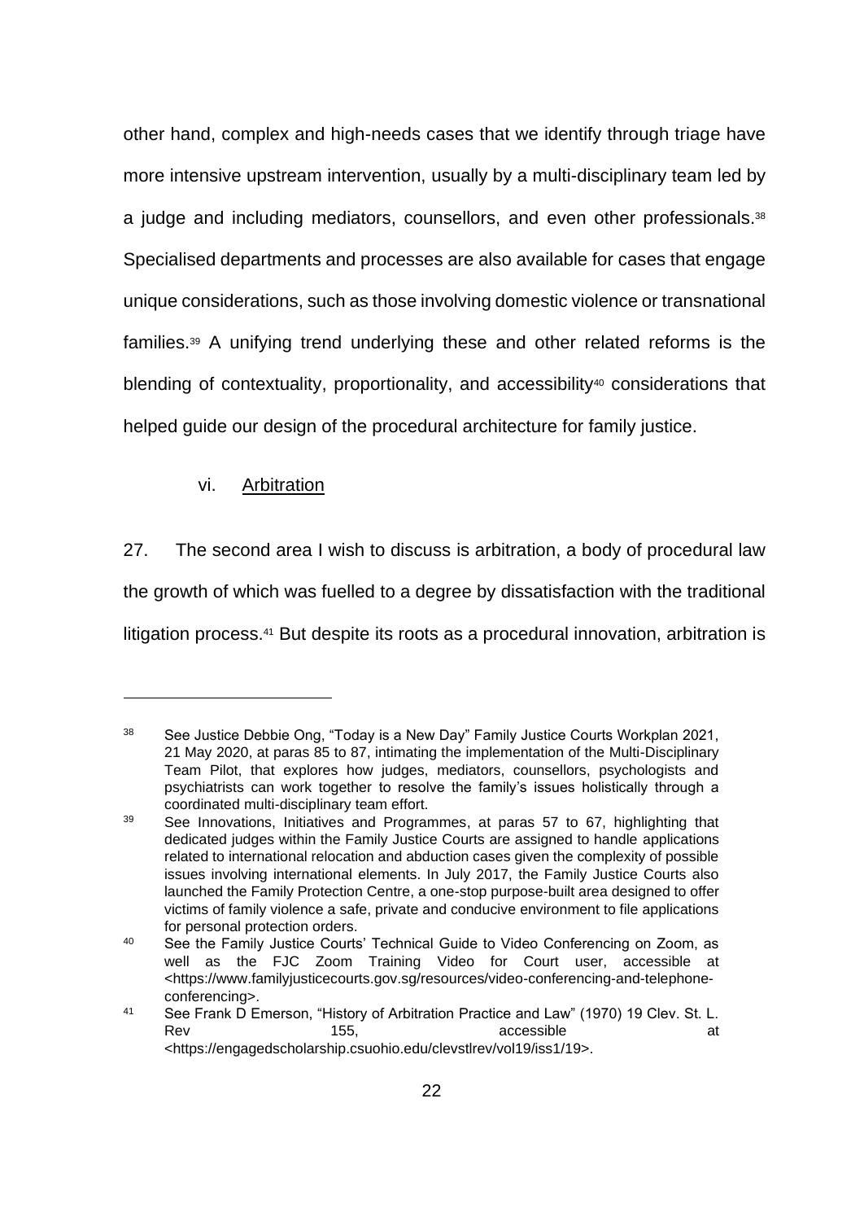other hand, complex and high-needs cases that we identify through triage have more intensive upstream intervention, usually by a multi-disciplinary team led by a judge and including mediators, counsellors, and even other professionals.[38] Specialised departments and processes are also available for cases that engage unique considerations, such as those involving domestic violence or transnational families.[39] A unifying trend underlying these and other related reforms is the blending of contextuality, proportionality, and accessibility[40] considerations that helped guide our design of the procedural architecture for family justice.

### vi. Arbitration

27. The second area I wish to discuss is arbitration, a body of procedural law the growth of which was fuelled to a degree by dissatisfaction with the traditional litigation process.[41] But despite its roots as a procedural innovation, arbitration is

---

[38] See Justice Debbie Ong, "Today is a New Day" Family Justice Courts Workplan 2021, 21 May 2020, at paras 85 to 87, intimating the implementation of the Multi-Disciplinary Team Pilot, that explores how judges, mediators, counsellors, psychologists and psychiatrists can work together to resolve the family's issues holistically through a coordinated multi-disciplinary team effort.

[39] See Innovations, Initiatives and Programmes, at paras 57 to 67, highlighting that dedicated judges within the Family Justice Courts are assigned to handle applications related to international relocation and abduction cases given the complexity of possible issues involving international elements. In July 2017, the Family Justice Courts also launched the Family Protection Centre, a one-stop purpose-built area designed to offer victims of family violence a safe, private and conducive environment to file applications for personal protection orders.

[40] See the Family Justice Courts' Technical Guide to Video Conferencing on Zoom, as well as the FJC Zoom Training Video for Court user, accessible at <https://www.familyjusticecourts.gov.sg/resources/video-conferencing-and-telephone-conferencing>.

[41] See Frank D Emerson, "History of Arbitration Practice and Law" (1970) 19 Clev. St. L. Rev 155, accessible at <https://engagedscholarship.csuohio.edu/clevstlrev/vol19/iss1/19>.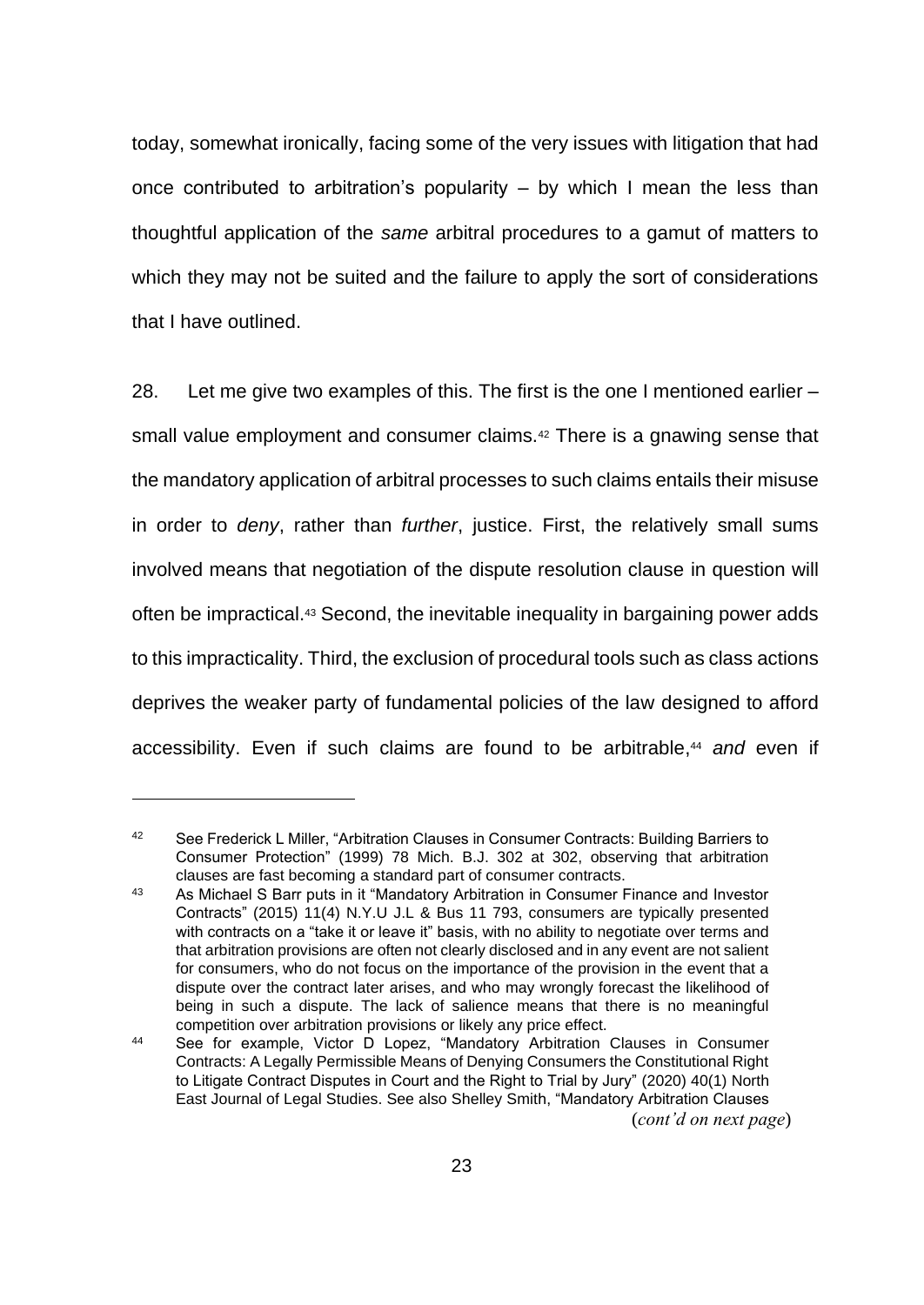today, somewhat ironically, facing some of the very issues with litigation that had once contributed to arbitration's popularity – by which I mean the less than thoughtful application of the *same* arbitral procedures to a gamut of matters to which they may not be suited and the failure to apply the sort of considerations that I have outlined.

28. Let me give two examples of this. The first is the one I mentioned earlier – small value employment and consumer claims.[42] There is a gnawing sense that the mandatory application of arbitral processes to such claims entails their misuse in order to *deny*, rather than *further*, justice. First, the relatively small sums involved means that negotiation of the dispute resolution clause in question will often be impractical.[43] Second, the inevitable inequality in bargaining power adds to this impracticality. Third, the exclusion of procedural tools such as class actions deprives the weaker party of fundamental policies of the law designed to afford accessibility. Even if such claims are found to be arbitrable,[44] *and* even if

---

[42] See Frederick L Miller, "Arbitration Clauses in Consumer Contracts: Building Barriers to Consumer Protection" (1999) 78 Mich. B.J. 302 at 302, observing that arbitration clauses are fast becoming a standard part of consumer contracts.

[43] As Michael S Barr puts in it "Mandatory Arbitration in Consumer Finance and Investor Contracts" (2015) 11(4) N.Y.U J.L & Bus 11 793, consumers are typically presented with contracts on a "take it or leave it" basis, with no ability to negotiate over terms and that arbitration provisions are often not clearly disclosed and in any event are not salient for consumers, who do not focus on the importance of the provision in the event that a dispute over the contract later arises, and who may wrongly forecast the likelihood of being in such a dispute. The lack of salience means that there is no meaningful competition over arbitration provisions or likely any price effect.

[44] See for example, Victor D Lopez, "Mandatory Arbitration Clauses in Consumer Contracts: A Legally Permissible Means of Denying Consumers the Constitutional Right to Litigate Contract Disputes in Court and the Right to Trial by Jury" (2020) 40(1) North East Journal of Legal Studies. See also Shelley Smith, "Mandatory Arbitration Clauses

(*cont'd on next page*)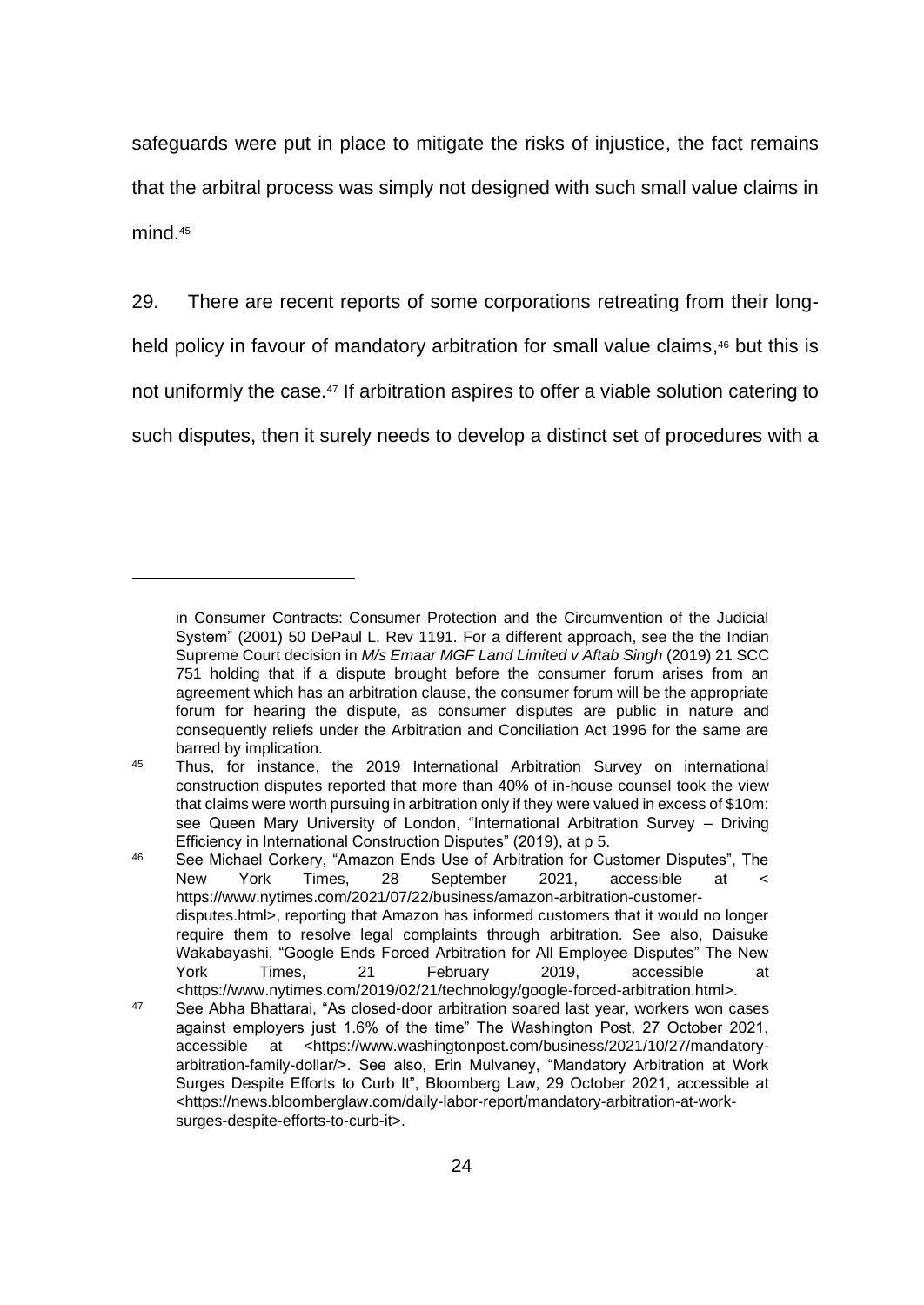safeguards were put in place to mitigate the risks of injustice, the fact remains that the arbitral process was simply not designed with such small value claims in mind.[45]

29. There are recent reports of some corporations retreating from their long-held policy in favour of mandatory arbitration for small value claims,[46] but this is not uniformly the case.[47] If arbitration aspires to offer a viable solution catering to such disputes, then it surely needs to develop a distinct set of procedures with a

---

in Consumer Contracts: Consumer Protection and the Circumvention of the Judicial System" (2001) 50 DePaul L. Rev 1191. For a different approach, see the the Indian Supreme Court decision in *M/s Emaar MGF Land Limited v Aftab Singh* (2019) 21 SCC 751 holding that if a dispute brought before the consumer forum arises from an agreement which has an arbitration clause, the consumer forum will be the appropriate forum for hearing the dispute, as consumer disputes are public in nature and consequently reliefs under the Arbitration and Conciliation Act 1996 for the same are barred by implication.

[45] Thus, for instance, the 2019 International Arbitration Survey on international construction disputes reported that more than 40% of in-house counsel took the view that claims were worth pursuing in arbitration only if they were valued in excess of $10m: see Queen Mary University of London, "International Arbitration Survey – Driving Efficiency in International Construction Disputes" (2019), at p 5.

[46] See Michael Corkery, "Amazon Ends Use of Arbitration for Customer Disputes", The New York Times, 28 September 2021, accessible at < https://www.nytimes.com/2021/07/22/business/amazon-arbitration-customer-disputes.html>, reporting that Amazon has informed customers that it would no longer require them to resolve legal complaints through arbitration. See also, Daisuke Wakabayashi, "Google Ends Forced Arbitration for All Employee Disputes" The New York Times, 21 February 2019, accessible at <https://www.nytimes.com/2019/02/21/technology/google-forced-arbitration.html>.

[47] See Abha Bhattarai, "As closed-door arbitration soared last year, workers won cases against employers just 1.6% of the time" The Washington Post, 27 October 2021, accessible at <https://www.washingtonpost.com/business/2021/10/27/mandatory-arbitration-family-dollar/>. See also, Erin Mulvaney, "Mandatory Arbitration at Work Surges Despite Efforts to Curb It", Bloomberg Law, 29 October 2021, accessible at <https://news.bloomberglaw.com/daily-labor-report/mandatory-arbitration-at-work-surges-despite-efforts-to-curb-it>.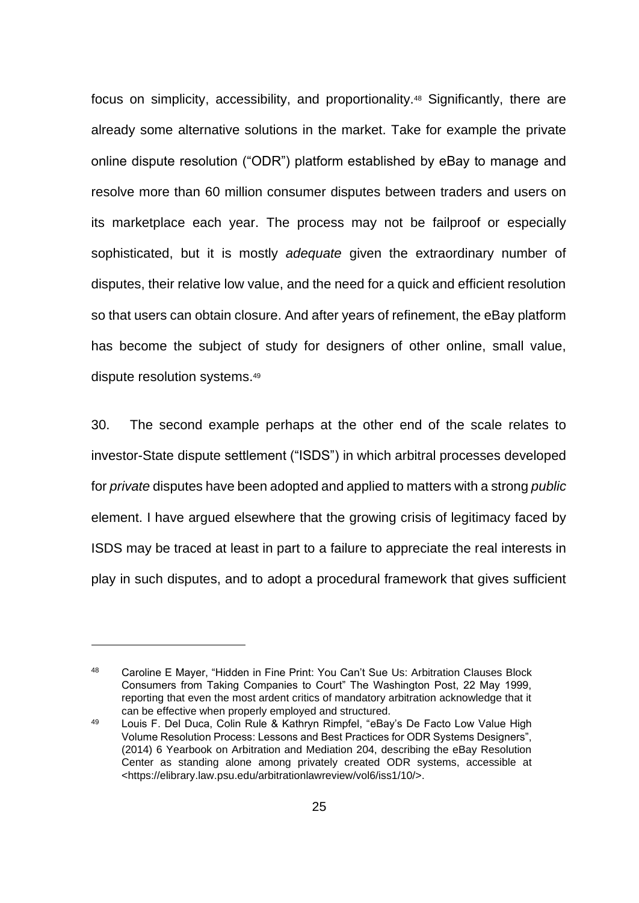focus on simplicity, accessibility, and proportionality.[48] Significantly, there are already some alternative solutions in the market. Take for example the private online dispute resolution ("ODR") platform established by eBay to manage and resolve more than 60 million consumer disputes between traders and users on its marketplace each year. The process may not be failproof or especially sophisticated, but it is mostly *adequate* given the extraordinary number of disputes, their relative low value, and the need for a quick and efficient resolution so that users can obtain closure. And after years of refinement, the eBay platform has become the subject of study for designers of other online, small value, dispute resolution systems.[49]

30. The second example perhaps at the other end of the scale relates to investor-State dispute settlement ("ISDS") in which arbitral processes developed for *private* disputes have been adopted and applied to matters with a strong *public* element. I have argued elsewhere that the growing crisis of legitimacy faced by ISDS may be traced at least in part to a failure to appreciate the real interests in play in such disputes, and to adopt a procedural framework that gives sufficient

---

[48] Caroline E Mayer, "Hidden in Fine Print: You Can't Sue Us: Arbitration Clauses Block Consumers from Taking Companies to Court" The Washington Post, 22 May 1999, reporting that even the most ardent critics of mandatory arbitration acknowledge that it can be effective when properly employed and structured.

[49] Louis F. Del Duca, Colin Rule & Kathryn Rimpfel, "eBay's De Facto Low Value High Volume Resolution Process: Lessons and Best Practices for ODR Systems Designers", (2014) 6 Yearbook on Arbitration and Mediation 204, describing the eBay Resolution Center as standing alone among privately created ODR systems, accessible at <https://elibrary.law.psu.edu/arbitrationlawreview/vol6/iss1/10/>.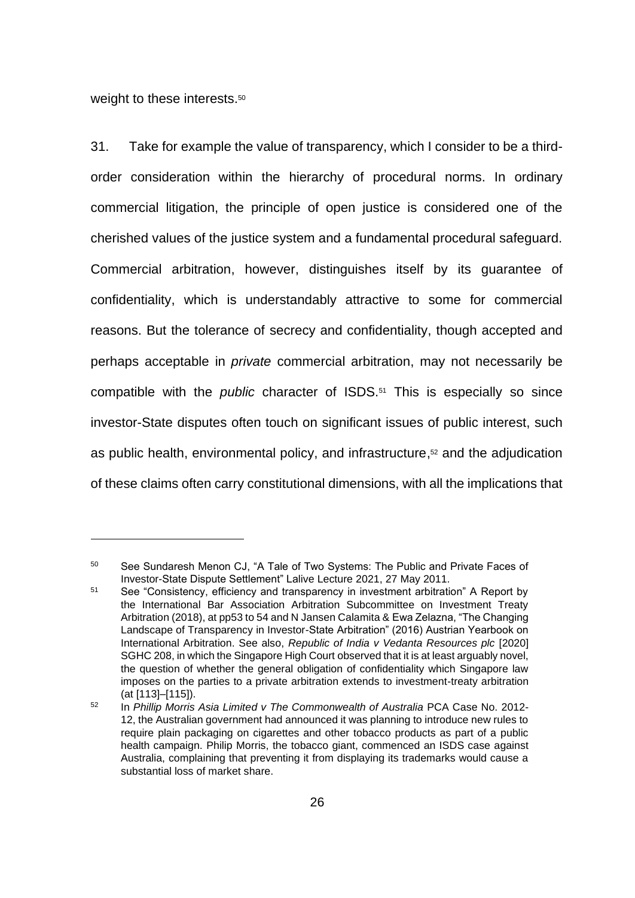weight to these interests.[50]

31. Take for example the value of transparency, which I consider to be a third-order consideration within the hierarchy of procedural norms. In ordinary commercial litigation, the principle of open justice is considered one of the cherished values of the justice system and a fundamental procedural safeguard. Commercial arbitration, however, distinguishes itself by its guarantee of confidentiality, which is understandably attractive to some for commercial reasons. But the tolerance of secrecy and confidentiality, though accepted and perhaps acceptable in *private* commercial arbitration, may not necessarily be compatible with the *public* character of ISDS.[51] This is especially so since investor-State disputes often touch on significant issues of public interest, such as public health, environmental policy, and infrastructure,[52] and the adjudication of these claims often carry constitutional dimensions, with all the implications that

---

[50] See Sundaresh Menon CJ, "A Tale of Two Systems: The Public and Private Faces of Investor-State Dispute Settlement" Lalive Lecture 2021, 27 May 2011.

[51] See "Consistency, efficiency and transparency in investment arbitration" A Report by the International Bar Association Arbitration Subcommittee on Investment Treaty Arbitration (2018), at pp53 to 54 and N Jansen Calamita & Ewa Zelazna, "The Changing Landscape of Transparency in Investor-State Arbitration" (2016) Austrian Yearbook on International Arbitration. See also, *Republic of India v Vedanta Resources plc* [2020] SGHC 208, in which the Singapore High Court observed that it is at least arguably novel, the question of whether the general obligation of confidentiality which Singapore law imposes on the parties to a private arbitration extends to investment-treaty arbitration (at [113]–[115]).

[52] In *Phillip Morris Asia Limited v The Commonwealth of Australia* PCA Case No. 2012-12, the Australian government had announced it was planning to introduce new rules to require plain packaging on cigarettes and other tobacco products as part of a public health campaign. Philip Morris, the tobacco giant, commenced an ISDS case against Australia, complaining that preventing it from displaying its trademarks would cause a substantial loss of market share.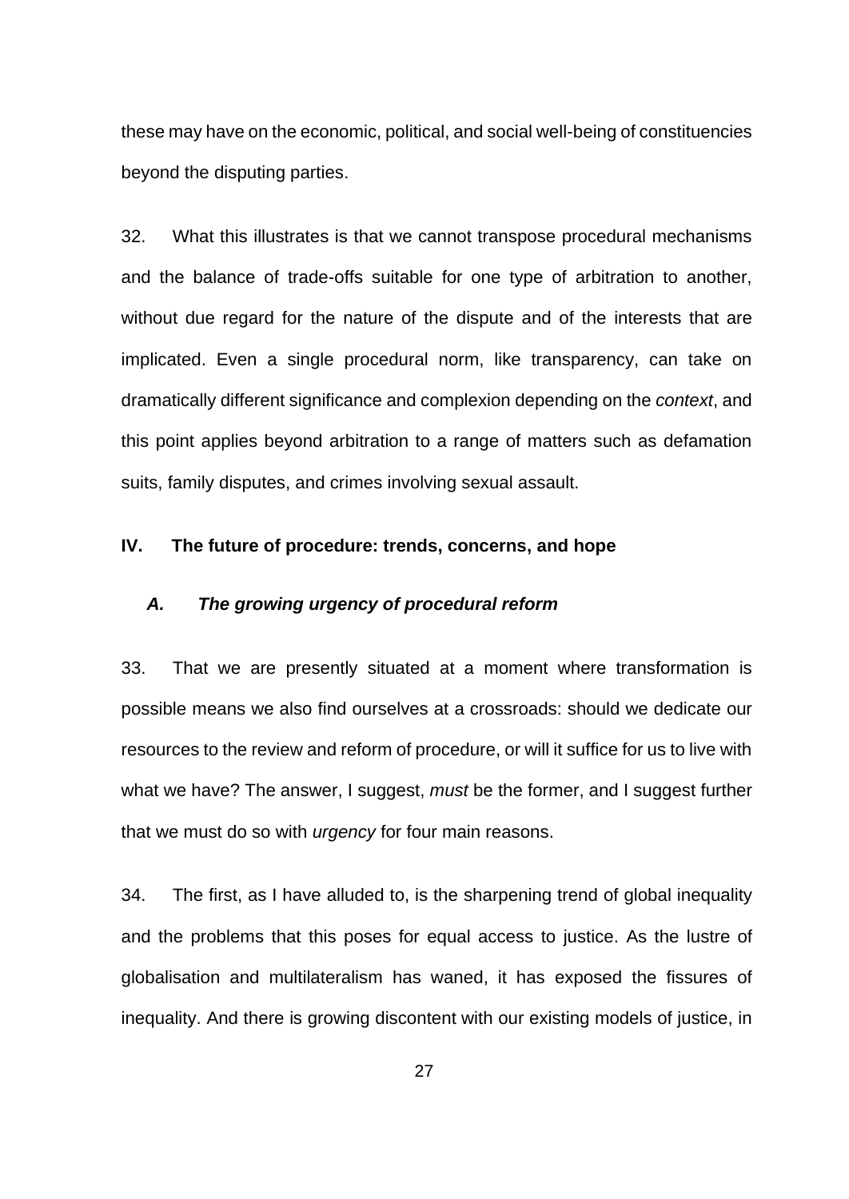these may have on the economic, political, and social well-being of constituencies beyond the disputing parties.

32. What this illustrates is that we cannot transpose procedural mechanisms and the balance of trade-offs suitable for one type of arbitration to another, without due regard for the nature of the dispute and of the interests that are implicated. Even a single procedural norm, like transparency, can take on dramatically different significance and complexion depending on the *context*, and this point applies beyond arbitration to a range of matters such as defamation suits, family disputes, and crimes involving sexual assault.

## IV. The future of procedure: trends, concerns, and hope

### *A. The growing urgency of procedural reform*

33. That we are presently situated at a moment where transformation is possible means we also find ourselves at a crossroads: should we dedicate our resources to the review and reform of procedure, or will it suffice for us to live with what we have? The answer, I suggest, *must* be the former, and I suggest further that we must do so with *urgency* for four main reasons.

34. The first, as I have alluded to, is the sharpening trend of global inequality and the problems that this poses for equal access to justice. As the lustre of globalisation and multilateralism has waned, it has exposed the fissures of inequality. And there is growing discontent with our existing models of justice, in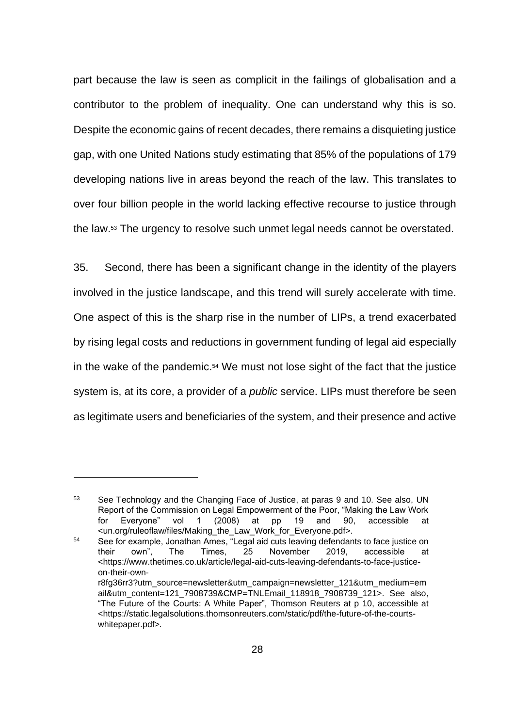part because the law is seen as complicit in the failings of globalisation and a contributor to the problem of inequality. One can understand why this is so. Despite the economic gains of recent decades, there remains a disquieting justice gap, with one United Nations study estimating that 85% of the populations of 179 developing nations live in areas beyond the reach of the law. This translates to over four billion people in the world lacking effective recourse to justice through the law.[53] The urgency to resolve such unmet legal needs cannot be overstated.

35. Second, there has been a significant change in the identity of the players involved in the justice landscape, and this trend will surely accelerate with time. One aspect of this is the sharp rise in the number of LIPs, a trend exacerbated by rising legal costs and reductions in government funding of legal aid especially in the wake of the pandemic.[54] We must not lose sight of the fact that the justice system is, at its core, a provider of a *public* service. LIPs must therefore be seen as legitimate users and beneficiaries of the system, and their presence and active

---

[53] See Technology and the Changing Face of Justice, at paras 9 and 10. See also, UN Report of the Commission on Legal Empowerment of the Poor, "Making the Law Work for Everyone" vol 1 (2008) at pp 19 and 90, accessible at <un.org/ruleoflaw/files/Making_the_Law_Work_for_Everyone.pdf>.

[54] See for example, Jonathan Ames, "Legal aid cuts leaving defendants to face justice on their own", The Times, 25 November 2019, accessible at <https://www.thetimes.co.uk/article/legal-aid-cuts-leaving-defendants-to-face-justice-on-their-own-r8fg36rr3?utm_source=newsletter&utm_campaign=newsletter_121&utm_medium=email&utm_content=121_7908739&CMP=TNLEmail_118918_7908739_121>. See also, "The Future of the Courts: A White Paper", Thomson Reuters at p 10, accessible at <https://static.legalsolutions.thomsonreuters.com/static/pdf/the-future-of-the-courts-whitepaper.pdf>.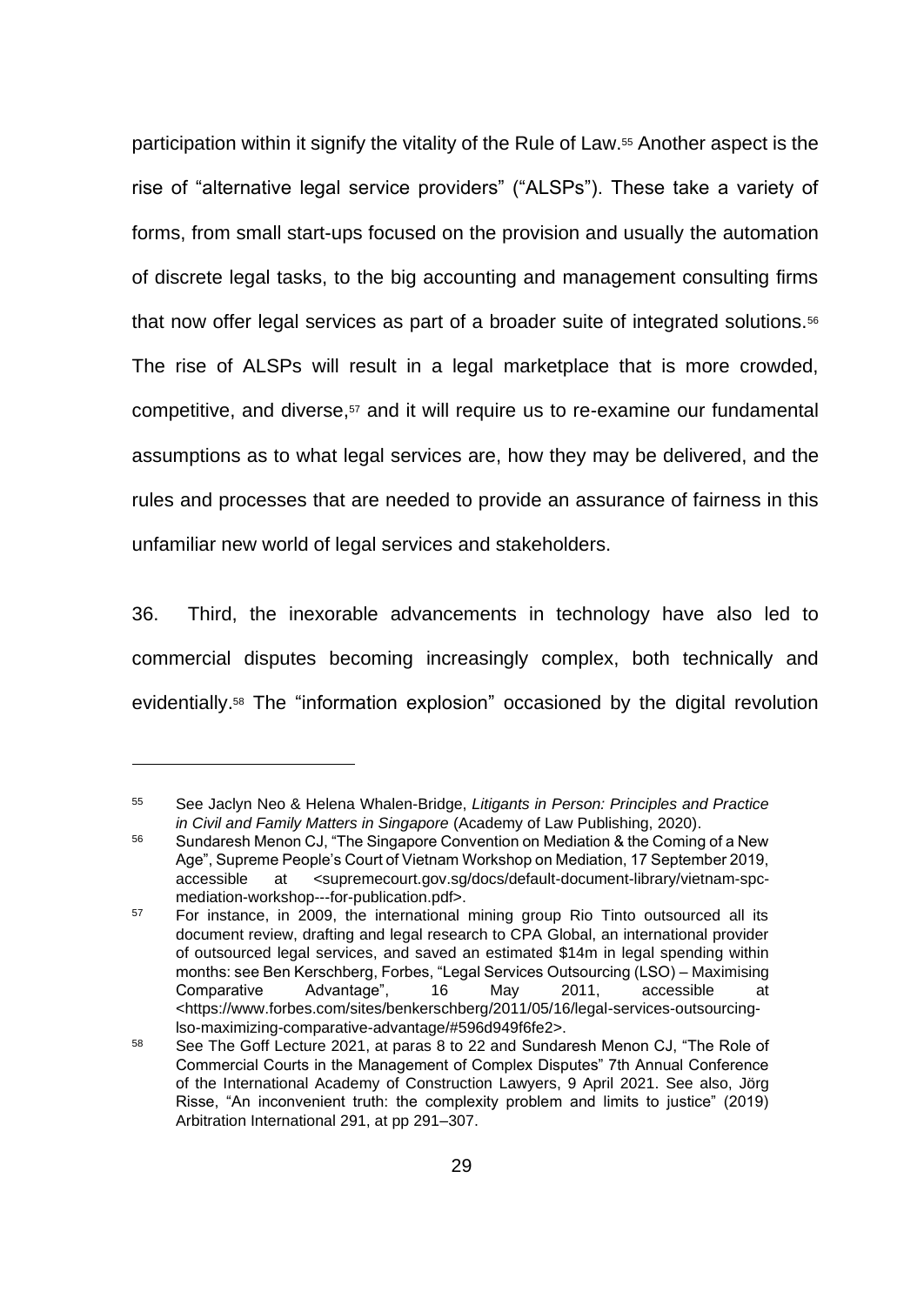participation within it signify the vitality of the Rule of Law.[55] Another aspect is the rise of "alternative legal service providers" ("ALSPs"). These take a variety of forms, from small start-ups focused on the provision and usually the automation of discrete legal tasks, to the big accounting and management consulting firms that now offer legal services as part of a broader suite of integrated solutions.[56] The rise of ALSPs will result in a legal marketplace that is more crowded, competitive, and diverse,[57] and it will require us to re-examine our fundamental assumptions as to what legal services are, how they may be delivered, and the rules and processes that are needed to provide an assurance of fairness in this unfamiliar new world of legal services and stakeholders.

36. Third, the inexorable advancements in technology have also led to commercial disputes becoming increasingly complex, both technically and evidentially.[58] The "information explosion" occasioned by the digital revolution

---

[55] See Jaclyn Neo & Helena Whalen-Bridge, *Litigants in Person: Principles and Practice in Civil and Family Matters in Singapore* (Academy of Law Publishing, 2020).

[56] Sundaresh Menon CJ, "The Singapore Convention on Mediation & the Coming of a New Age", Supreme People's Court of Vietnam Workshop on Mediation, 17 September 2019, accessible at <supremecourt.gov.sg/docs/default-document-library/vietnam-spc-mediation-workshop---for-publication.pdf>.

[57] For instance, in 2009, the international mining group Rio Tinto outsourced all its document review, drafting and legal research to CPA Global, an international provider of outsourced legal services, and saved an estimated $14m in legal spending within months: see Ben Kerschberg, Forbes, "Legal Services Outsourcing (LSO) – Maximising Comparative Advantage", 16 May 2011, accessible at <https://www.forbes.com/sites/benkerschberg/2011/05/16/legal-services-outsourcing-lso-maximizing-comparative-advantage/#596d949f6fe2>.

[58] See The Goff Lecture 2021, at paras 8 to 22 and Sundaresh Menon CJ, "The Role of Commercial Courts in the Management of Complex Disputes" 7th Annual Conference of the International Academy of Construction Lawyers, 9 April 2021. See also, Jörg Risse, "An inconvenient truth: the complexity problem and limits to justice" (2019) Arbitration International 291, at pp 291–307.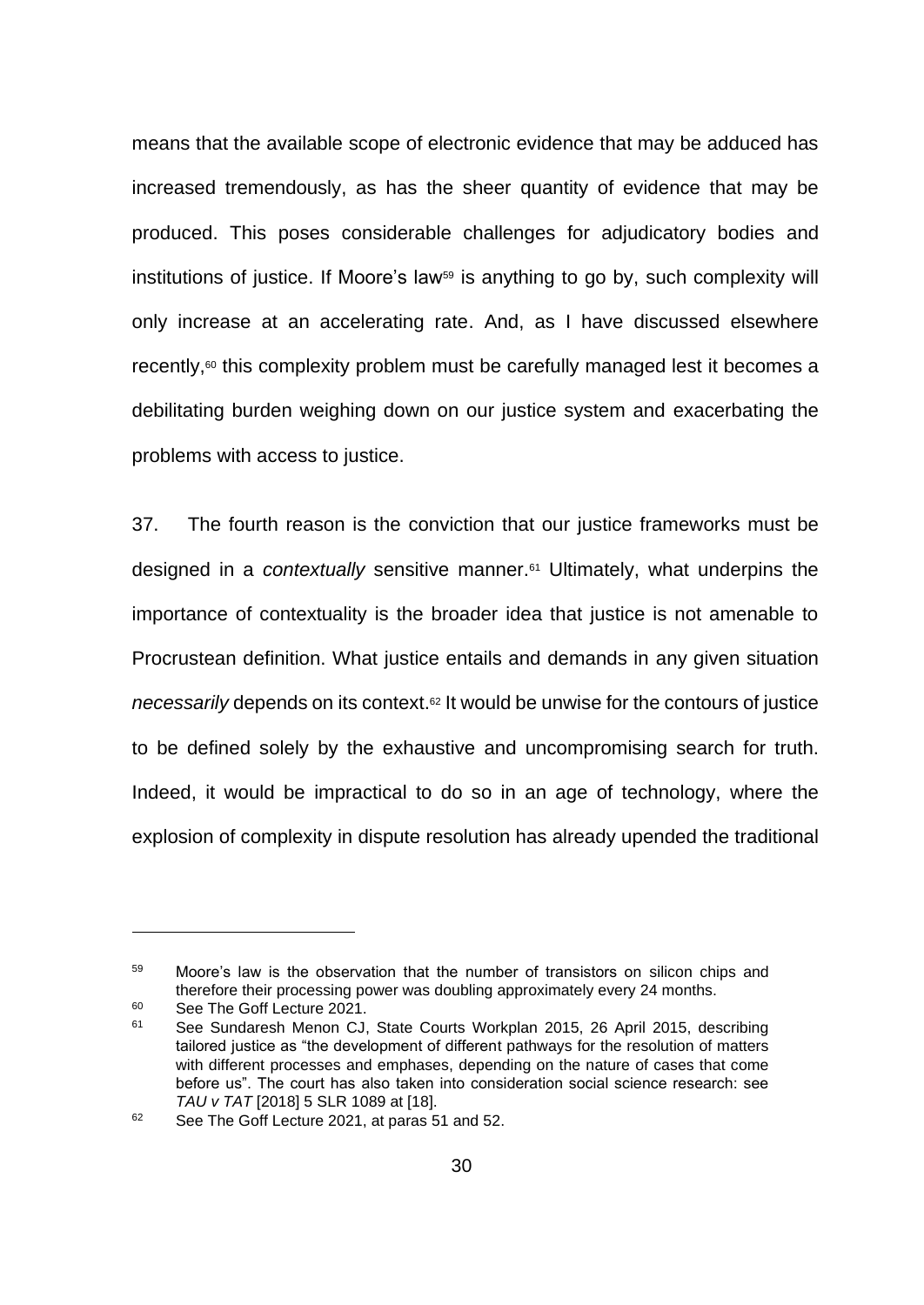means that the available scope of electronic evidence that may be adduced has increased tremendously, as has the sheer quantity of evidence that may be produced. This poses considerable challenges for adjudicatory bodies and institutions of justice. If Moore's law[59] is anything to go by, such complexity will only increase at an accelerating rate. And, as I have discussed elsewhere recently,[60] this complexity problem must be carefully managed lest it becomes a debilitating burden weighing down on our justice system and exacerbating the problems with access to justice.

37. The fourth reason is the conviction that our justice frameworks must be designed in a *contextually* sensitive manner.[61] Ultimately, what underpins the importance of contextuality is the broader idea that justice is not amenable to Procrustean definition. What justice entails and demands in any given situation *necessarily* depends on its context.[62] It would be unwise for the contours of justice to be defined solely by the exhaustive and uncompromising search for truth. Indeed, it would be impractical to do so in an age of technology, where the explosion of complexity in dispute resolution has already upended the traditional

---

[59] Moore's law is the observation that the number of transistors on silicon chips and therefore their processing power was doubling approximately every 24 months.

[60] See The Goff Lecture 2021.

[61] See Sundaresh Menon CJ, State Courts Workplan 2015, 26 April 2015, describing tailored justice as "the development of different pathways for the resolution of matters with different processes and emphases, depending on the nature of cases that come before us". The court has also taken into consideration social science research: see *TAU v TAT* [2018] 5 SLR 1089 at [18].

[62] See The Goff Lecture 2021, at paras 51 and 52.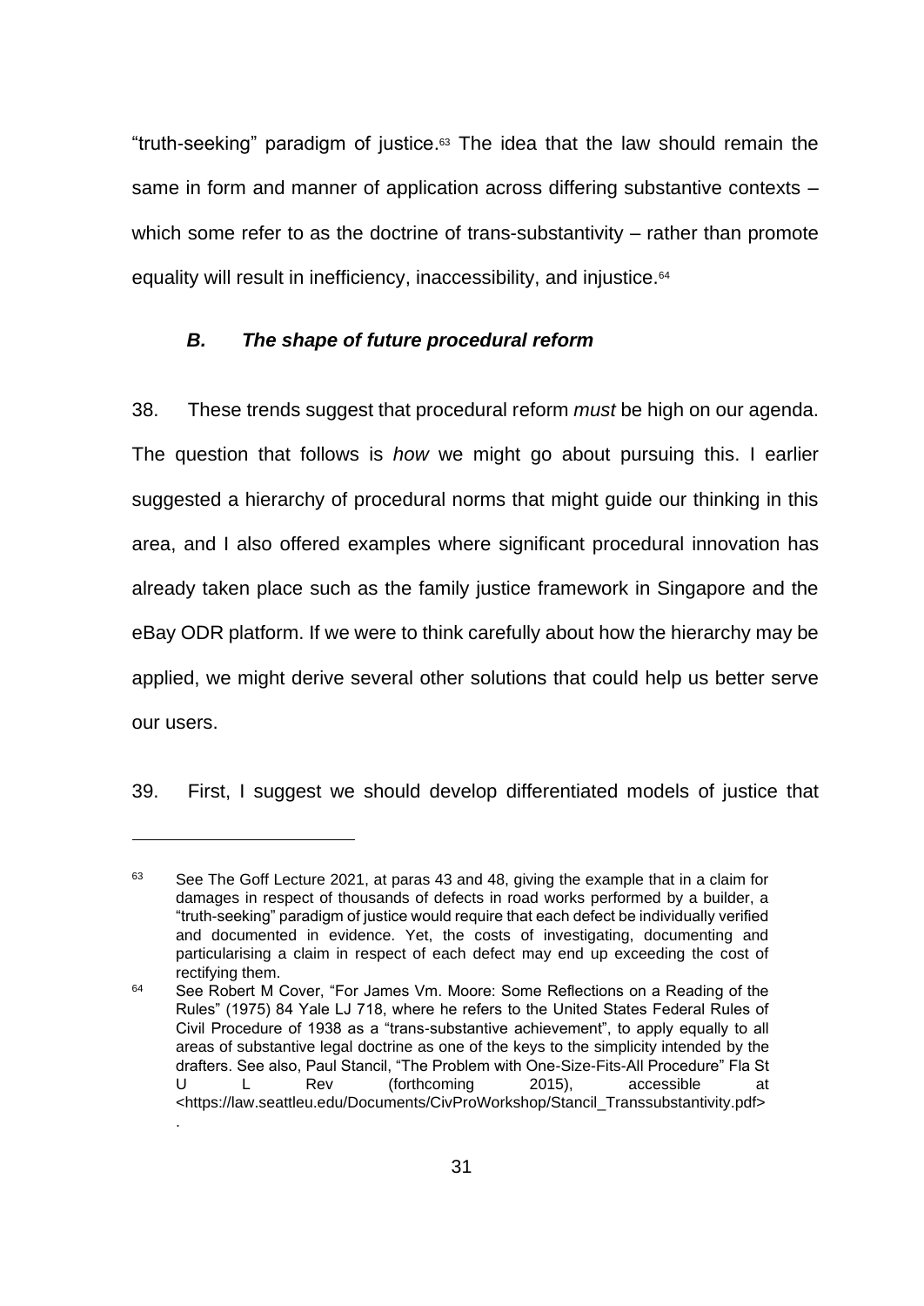"truth-seeking" paradigm of justice.[63] The idea that the law should remain the same in form and manner of application across differing substantive contexts – which some refer to as the doctrine of trans-substantivity – rather than promote equality will result in inefficiency, inaccessibility, and injustice.[64]

### *B. The shape of future procedural reform*

38. These trends suggest that procedural reform *must* be high on our agenda. The question that follows is *how* we might go about pursuing this. I earlier suggested a hierarchy of procedural norms that might guide our thinking in this area, and I also offered examples where significant procedural innovation has already taken place such as the family justice framework in Singapore and the eBay ODR platform. If we were to think carefully about how the hierarchy may be applied, we might derive several other solutions that could help us better serve our users.

39. First, I suggest we should develop differentiated models of justice that

---

[63] See The Goff Lecture 2021, at paras 43 and 48, giving the example that in a claim for damages in respect of thousands of defects in road works performed by a builder, a "truth-seeking" paradigm of justice would require that each defect be individually verified and documented in evidence. Yet, the costs of investigating, documenting and particularising a claim in respect of each defect may end up exceeding the cost of rectifying them.

[64] See Robert M Cover, "For James Vm. Moore: Some Reflections on a Reading of the Rules" (1975) 84 Yale LJ 718, where he refers to the United States Federal Rules of Civil Procedure of 1938 as a "trans-substantive achievement", to apply equally to all areas of substantive legal doctrine as one of the keys to the simplicity intended by the drafters. See also, Paul Stancil, "The Problem with One-Size-Fits-All Procedure" Fla St U L Rev (forthcoming 2015), accessible at <https://law.seattleu.edu/Documents/CivProWorkshop/Stancil_Transsubstantivity.pdf>.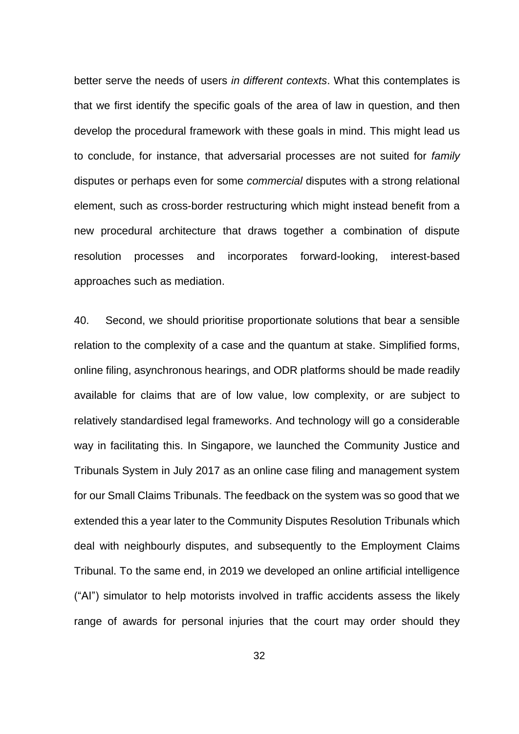better serve the needs of users *in different contexts*. What this contemplates is that we first identify the specific goals of the area of law in question, and then develop the procedural framework with these goals in mind. This might lead us to conclude, for instance, that adversarial processes are not suited for *family* disputes or perhaps even for some *commercial* disputes with a strong relational element, such as cross-border restructuring which might instead benefit from a new procedural architecture that draws together a combination of dispute resolution processes and incorporates forward-looking, interest-based approaches such as mediation.

40. Second, we should prioritise proportionate solutions that bear a sensible relation to the complexity of a case and the quantum at stake. Simplified forms, online filing, asynchronous hearings, and ODR platforms should be made readily available for claims that are of low value, low complexity, or are subject to relatively standardised legal frameworks. And technology will go a considerable way in facilitating this. In Singapore, we launched the Community Justice and Tribunals System in July 2017 as an online case filing and management system for our Small Claims Tribunals. The feedback on the system was so good that we extended this a year later to the Community Disputes Resolution Tribunals which deal with neighbourly disputes, and subsequently to the Employment Claims Tribunal. To the same end, in 2019 we developed an online artificial intelligence ("AI") simulator to help motorists involved in traffic accidents assess the likely range of awards for personal injuries that the court may order should they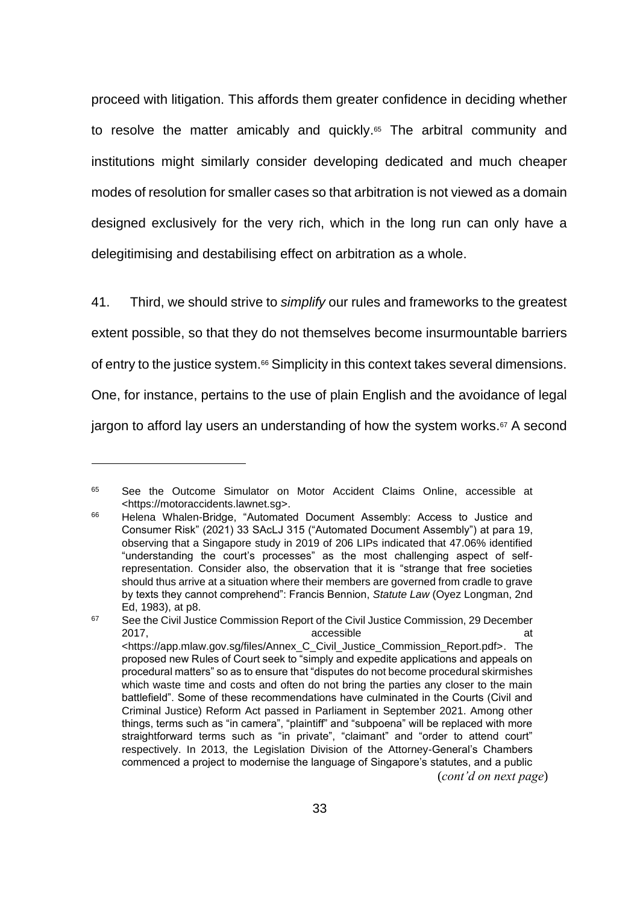proceed with litigation. This affords them greater confidence in deciding whether to resolve the matter amicably and quickly.[65] The arbitral community and institutions might similarly consider developing dedicated and much cheaper modes of resolution for smaller cases so that arbitration is not viewed as a domain designed exclusively for the very rich, which in the long run can only have a delegitimising and destabilising effect on arbitration as a whole.

41. Third, we should strive to *simplify* our rules and frameworks to the greatest extent possible, so that they do not themselves become insurmountable barriers of entry to the justice system.[66] Simplicity in this context takes several dimensions. One, for instance, pertains to the use of plain English and the avoidance of legal jargon to afford lay users an understanding of how the system works.[67] A second

---

[65] See the Outcome Simulator on Motor Accident Claims Online, accessible at <https://motoraccidents.lawnet.sg>.

[66] Helena Whalen-Bridge, "Automated Document Assembly: Access to Justice and Consumer Risk" (2021) 33 SAcLJ 315 ("Automated Document Assembly") at para 19, observing that a Singapore study in 2019 of 206 LIPs indicated that 47.06% identified "understanding the court's processes" as the most challenging aspect of self-representation. Consider also, the observation that it is "strange that free societies should thus arrive at a situation where their members are governed from cradle to grave by texts they cannot comprehend": Francis Bennion, *Statute Law* (Oyez Longman, 2nd Ed, 1983), at p8.

[67] See the Civil Justice Commission Report of the Civil Justice Commission, 29 December 2017, accessible at <https://app.mlaw.gov.sg/files/Annex_C_Civil_Justice_Commission_Report.pdf>. The proposed new Rules of Court seek to "simply and expedite applications and appeals on procedural matters" so as to ensure that "disputes do not become procedural skirmishes which waste time and costs and often do not bring the parties any closer to the main battlefield". Some of these recommendations have culminated in the Courts (Civil and Criminal Justice) Reform Act passed in Parliament in September 2021. Among other things, terms such as "in camera", "plaintiff" and "subpoena" will be replaced with more straightforward terms such as "in private", "claimant" and "order to attend court" respectively. In 2013, the Legislation Division of the Attorney-General's Chambers commenced a project to modernise the language of Singapore's statutes, and a public

(*cont'd on next page*)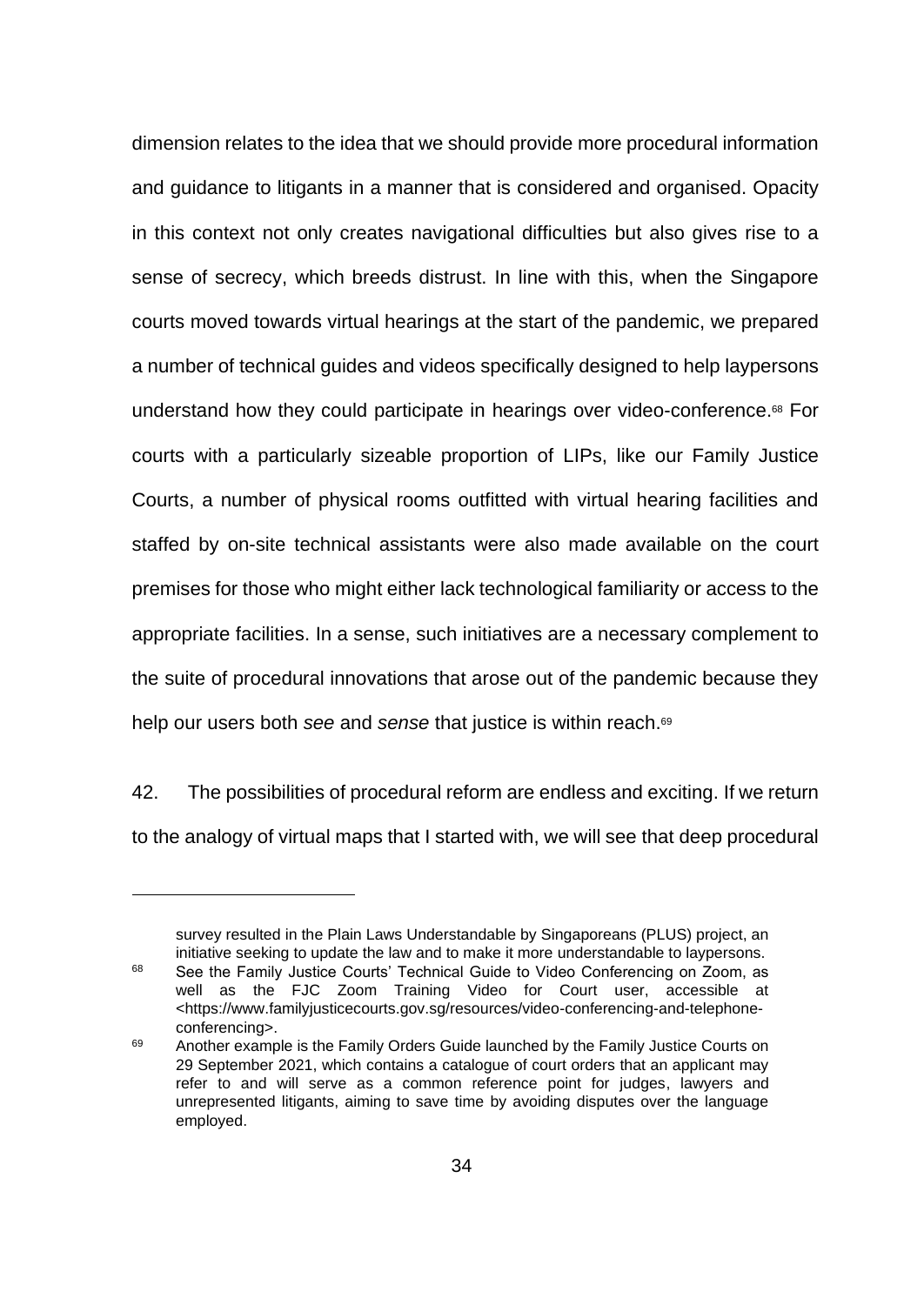dimension relates to the idea that we should provide more procedural information and guidance to litigants in a manner that is considered and organised. Opacity in this context not only creates navigational difficulties but also gives rise to a sense of secrecy, which breeds distrust. In line with this, when the Singapore courts moved towards virtual hearings at the start of the pandemic, we prepared a number of technical guides and videos specifically designed to help laypersons understand how they could participate in hearings over video-conference.[68] For courts with a particularly sizeable proportion of LIPs, like our Family Justice Courts, a number of physical rooms outfitted with virtual hearing facilities and staffed by on-site technical assistants were also made available on the court premises for those who might either lack technological familiarity or access to the appropriate facilities. In a sense, such initiatives are a necessary complement to the suite of procedural innovations that arose out of the pandemic because they help our users both *see* and *sense* that justice is within reach.[69]

42. The possibilities of procedural reform are endless and exciting. If we return to the analogy of virtual maps that I started with, we will see that deep procedural

---

survey resulted in the Plain Laws Understandable by Singaporeans (PLUS) project, an initiative seeking to update the law and to make it more understandable to laypersons.

[68] See the Family Justice Courts' Technical Guide to Video Conferencing on Zoom, as well as the FJC Zoom Training Video for Court user, accessible at <https://www.familyjusticecourts.gov.sg/resources/video-conferencing-and-telephone-conferencing>.

[69] Another example is the Family Orders Guide launched by the Family Justice Courts on 29 September 2021, which contains a catalogue of court orders that an applicant may refer to and will serve as a common reference point for judges, lawyers and unrepresented litigants, aiming to save time by avoiding disputes over the language employed.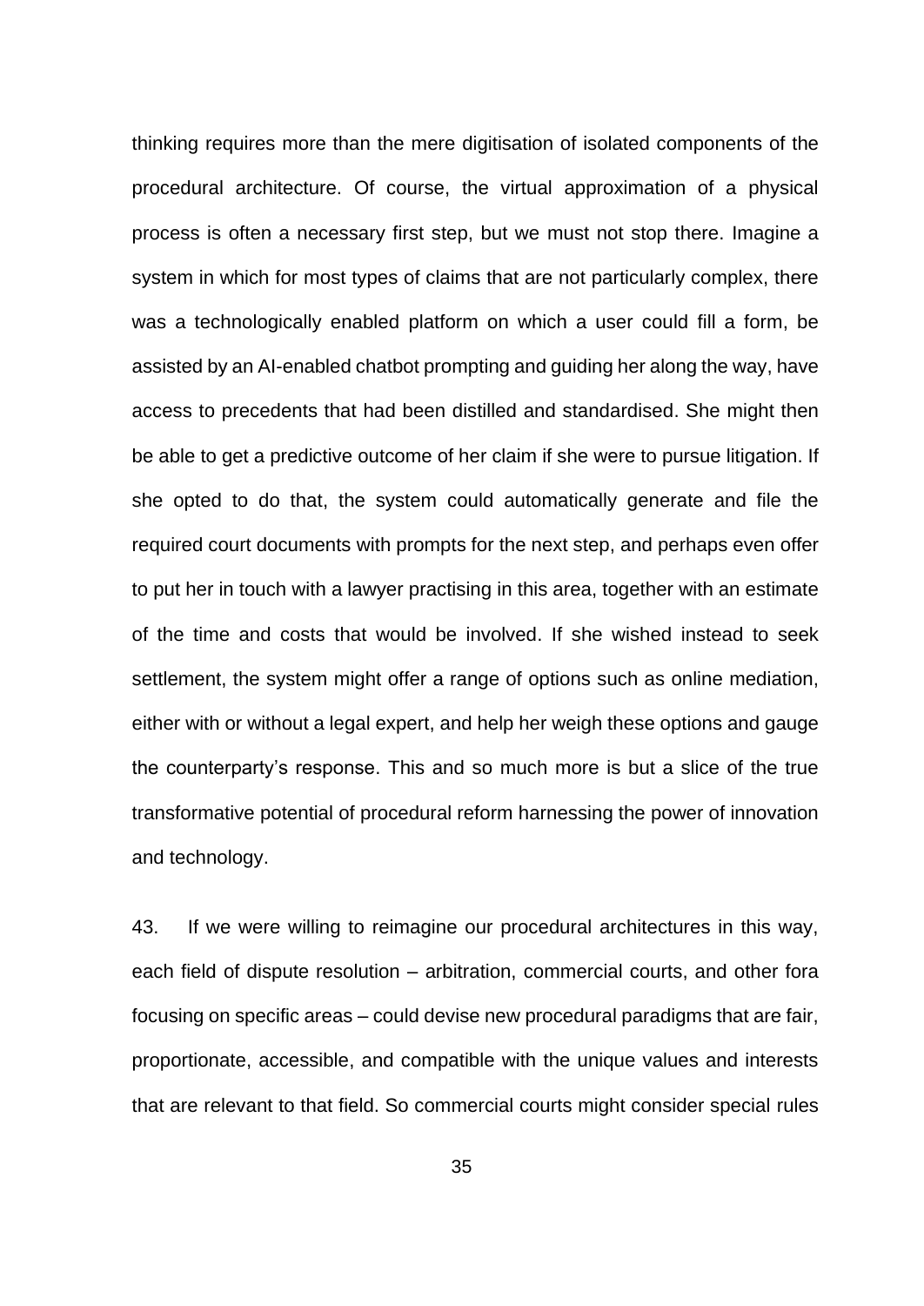thinking requires more than the mere digitisation of isolated components of the procedural architecture. Of course, the virtual approximation of a physical process is often a necessary first step, but we must not stop there. Imagine a system in which for most types of claims that are not particularly complex, there was a technologically enabled platform on which a user could fill a form, be assisted by an AI-enabled chatbot prompting and guiding her along the way, have access to precedents that had been distilled and standardised. She might then be able to get a predictive outcome of her claim if she were to pursue litigation. If she opted to do that, the system could automatically generate and file the required court documents with prompts for the next step, and perhaps even offer to put her in touch with a lawyer practising in this area, together with an estimate of the time and costs that would be involved. If she wished instead to seek settlement, the system might offer a range of options such as online mediation, either with or without a legal expert, and help her weigh these options and gauge the counterparty's response. This and so much more is but a slice of the true transformative potential of procedural reform harnessing the power of innovation and technology.

43. If we were willing to reimagine our procedural architectures in this way, each field of dispute resolution – arbitration, commercial courts, and other fora focusing on specific areas – could devise new procedural paradigms that are fair, proportionate, accessible, and compatible with the unique values and interests that are relevant to that field. So commercial courts might consider special rules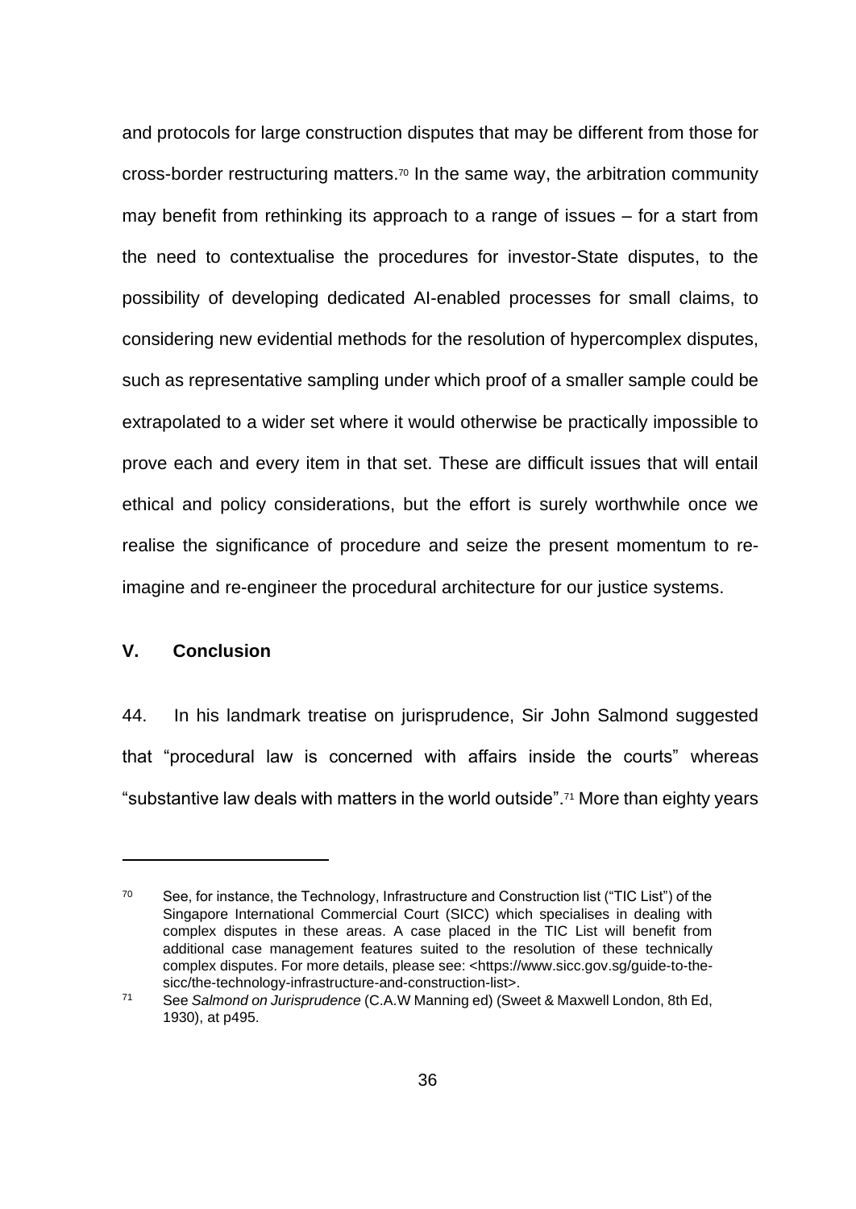and protocols for large construction disputes that may be different from those for cross-border restructuring matters.[70] In the same way, the arbitration community may benefit from rethinking its approach to a range of issues – for a start from the need to contextualise the procedures for investor-State disputes, to the possibility of developing dedicated AI-enabled processes for small claims, to considering new evidential methods for the resolution of hypercomplex disputes, such as representative sampling under which proof of a smaller sample could be extrapolated to a wider set where it would otherwise be practically impossible to prove each and every item in that set. These are difficult issues that will entail ethical and policy considerations, but the effort is surely worthwhile once we realise the significance of procedure and seize the present momentum to re-imagine and re-engineer the procedural architecture for our justice systems.

## V. Conclusion

44. In his landmark treatise on jurisprudence, Sir John Salmond suggested that "procedural law is concerned with affairs inside the courts" whereas "substantive law deals with matters in the world outside".[71] More than eighty years

---

[70] See, for instance, the Technology, Infrastructure and Construction list ("TIC List") of the Singapore International Commercial Court (SICC) which specialises in dealing with complex disputes in these areas. A case placed in the TIC List will benefit from additional case management features suited to the resolution of these technically complex disputes. For more details, please see: <https://www.sicc.gov.sg/guide-to-the-sicc/the-technology-infrastructure-and-construction-list>.

[71] See *Salmond on Jurisprudence* (C.A.W Manning ed) (Sweet & Maxwell London, 8th Ed, 1930), at p495.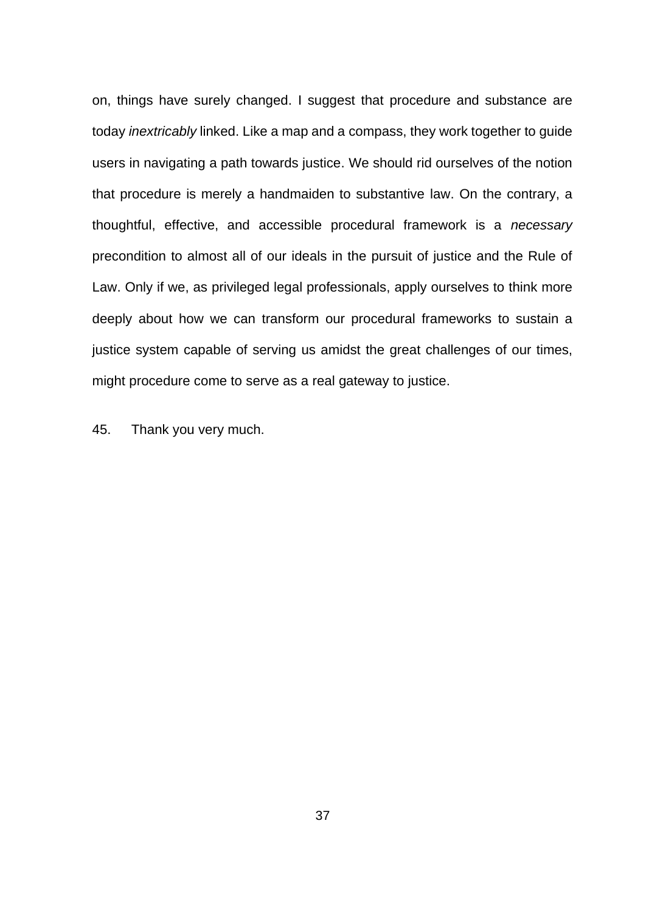on, things have surely changed. I suggest that procedure and substance are today *inextricably* linked. Like a map and a compass, they work together to guide users in navigating a path towards justice. We should rid ourselves of the notion that procedure is merely a handmaiden to substantive law. On the contrary, a thoughtful, effective, and accessible procedural framework is a *necessary* precondition to almost all of our ideals in the pursuit of justice and the Rule of Law. Only if we, as privileged legal professionals, apply ourselves to think more deeply about how we can transform our procedural frameworks to sustain a justice system capable of serving us amidst the great challenges of our times, might procedure come to serve as a real gateway to justice.

45. Thank you very much.